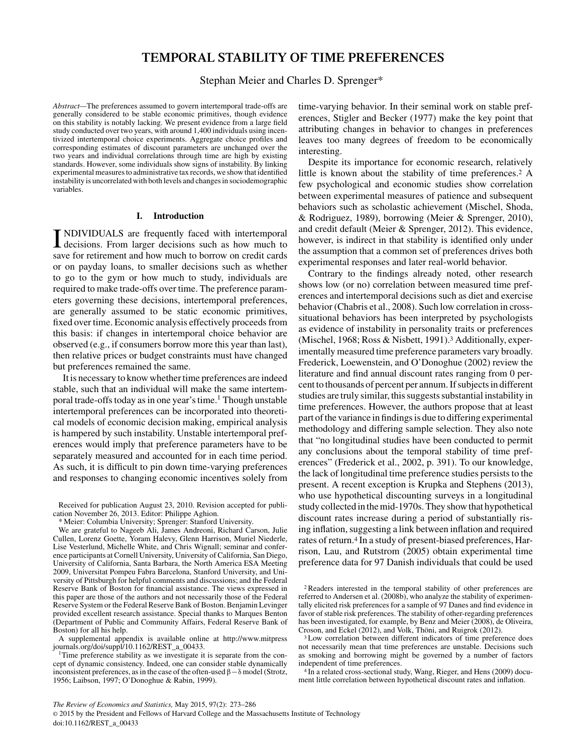# TEMPORAL STABILITY OF TIME PREFERENCES

Stephan Meier and Charles D. Sprenger*

*Abstract*—The preferences assumed to govern intertemporal trade-offs are generally considered to be stable economic primitives, though evidence on this stability is notably lacking. We present evidence from a large field study conducted over two years, with around 1,400 individuals using incentivized intertemporal choice experiments. Aggregate choice profiles and corresponding estimates of discount parameters are unchanged over the two years and individual correlations through time are high by existing standards. However, some individuals show signs of instability. By linking experimental measures to administrative tax records, we show that identified instability is uncorrelated with both levels and changes in sociodemographic variables.

## I. Introduction

INDIVIDUALS are frequently faced with intertemporal decisions. From larger decisions such as how much to save for retirement and how much to borrow on credit cards or on payday loans, to smaller decisions such as whether to go to the gym or how much to study, individuals are required to make trade-offs over time. The preference parameters governing these decisions, intertemporal preferences, are generally assumed to be static economic primitives, fixed over time. Economic analysis effectively proceeds from this basis: if changes in intertemporal choice behavior are observed (e.g., if consumers borrow more this year than last), then relative prices or budget constraints must have changed but preferences remained the same.

It is necessary to know whether time preferences are indeed stable, such that an individual will make the same intertemporal trade-offs today as in one year's time.[1] Though unstable intertemporal preferences can be incorporated into theoretical models of economic decision making, empirical analysis is hampered by such instability. Unstable intertemporal preferences would imply that preference parameters have to be separately measured and accounted for in each time period. As such, it is difficult to pin down time-varying preferences and responses to changing economic incentives solely from time-varying behavior. In their seminal work on stable preferences, Stigler and Becker (1977) make the key point that attributing changes in behavior to changes in preferences leaves too many degrees of freedom to be economically interesting.

Despite its importance for economic research, relatively little is known about the stability of time preferences.[2] A few psychological and economic studies show correlation between experimental measures of patience and subsequent behaviors such as scholastic achievement (Mischel, Shoda, & Rodriguez, 1989), borrowing (Meier & Sprenger, 2010), and credit default (Meier & Sprenger, 2012). This evidence, however, is indirect in that stability is identified only under the assumption that a common set of preferences drives both experimental responses and later real-world behavior.

Contrary to the findings already noted, other research shows low (or no) correlation between measured time preferences and intertemporal decisions such as diet and exercise behavior (Chabris et al., 2008). Such low correlation in cross-situational behaviors has been interpreted by psychologists as evidence of instability in personality traits or preferences (Mischel, 1968; Ross & Nisbett, 1991).[3] Additionally, experimentally measured time preference parameters vary broadly. Frederick, Loewenstein, and O'Donoghue (2002) review the literature and find annual discount rates ranging from 0 percent to thousands of percent per annum. If subjects in different studies are truly similar, this suggests substantial instability in time preferences. However, the authors propose that at least part of the variance in findings is due to differing experimental methodology and differing sample selection. They also note that "no longitudinal studies have been conducted to permit any conclusions about the temporal stability of time preferences" (Frederick et al., 2002, p. 391). To our knowledge, the lack of longitudinal time preference studies persists to the present. A recent exception is Krupka and Stephens (2013), who use hypothetical discounting surveys in a longitudinal study collected in the mid-1970s. They show that hypothetical discount rates increase during a period of substantially rising inflation, suggesting a link between inflation and required rates of return.[4] In a study of present-biased preferences, Harrison, Lau, and Rutstrom (2005) obtain experimental time preference data for 97 Danish individuals that could be used

---

Received for publication August 23, 2010. Revision accepted for publication November 26, 2013. Editor: Philippe Aghion.

* Meier: Columbia University; Sprenger: Stanford University.

We are grateful to Nageeb Ali, James Andreoni, Richard Carson, Julie Cullen, Lorenz Goette, Yoram Halevy, Glenn Harrison, Muriel Niederle, Lise Vesterlund, Michelle White, and Chris Wignall; seminar and conference participants at Cornell University, University of California, San Diego, University of California, Santa Barbara, the North America ESA Meeting 2009, Universitat Pompeu Fabra Barcelona, Stanford University, and University of Pittsburgh for helpful comments and discussions; and the Federal Reserve Bank of Boston for financial assistance. The views expressed in this paper are those of the authors and not necessarily those of the Federal Reserve System or the Federal Reserve Bank of Boston. Benjamin Levinger provided excellent research assistance. Special thanks to Marques Benton (Department of Public and Community Affairs, Federal Reserve Bank of Boston) for all his help.

A supplemental appendix is available online at http://www.mitpressjournals.org/doi/suppl/10.1162/REST_a_00433.

[1] Time preference stability as we investigate it is separate from the concept of dynamic consistency. Indeed, one can consider stable dynamically inconsistent preferences, as in the case of the often-used $\beta-\delta$ model (Strotz, 1956; Laibson, 1997; O'Donoghue & Rabin, 1999).

[2] Readers interested in the temporal stability of other preferences are referred to Andersen et al. (2008b), who analyze the stability of experimentally elicited risk preferences for a sample of 97 Danes and find evidence in favor of stable risk preferences. The stability of other-regarding preferences has been investigated, for example, by Benz and Meier (2008), de Oliveira, Croson, and Eckel (2012), and Volk, Thöni, and Ruigrok (2012).

[3] Low correlation between different indicators of time preference does not necessarily mean that time preferences are unstable. Decisions such as smoking and borrowing might be governed by a number of factors independent of time preferences.

[4] In a related cross-sectional study, Wang, Rieger, and Hens (2009) document little correlation between hypothetical discount rates and inflation.

*The Review of Economics and Statistics,* May 2015, 97(2): 273–286
© 2015 by the President and Fellows of Harvard College and the Massachusetts Institute of Technology
doi:10.1162/REST_a_00433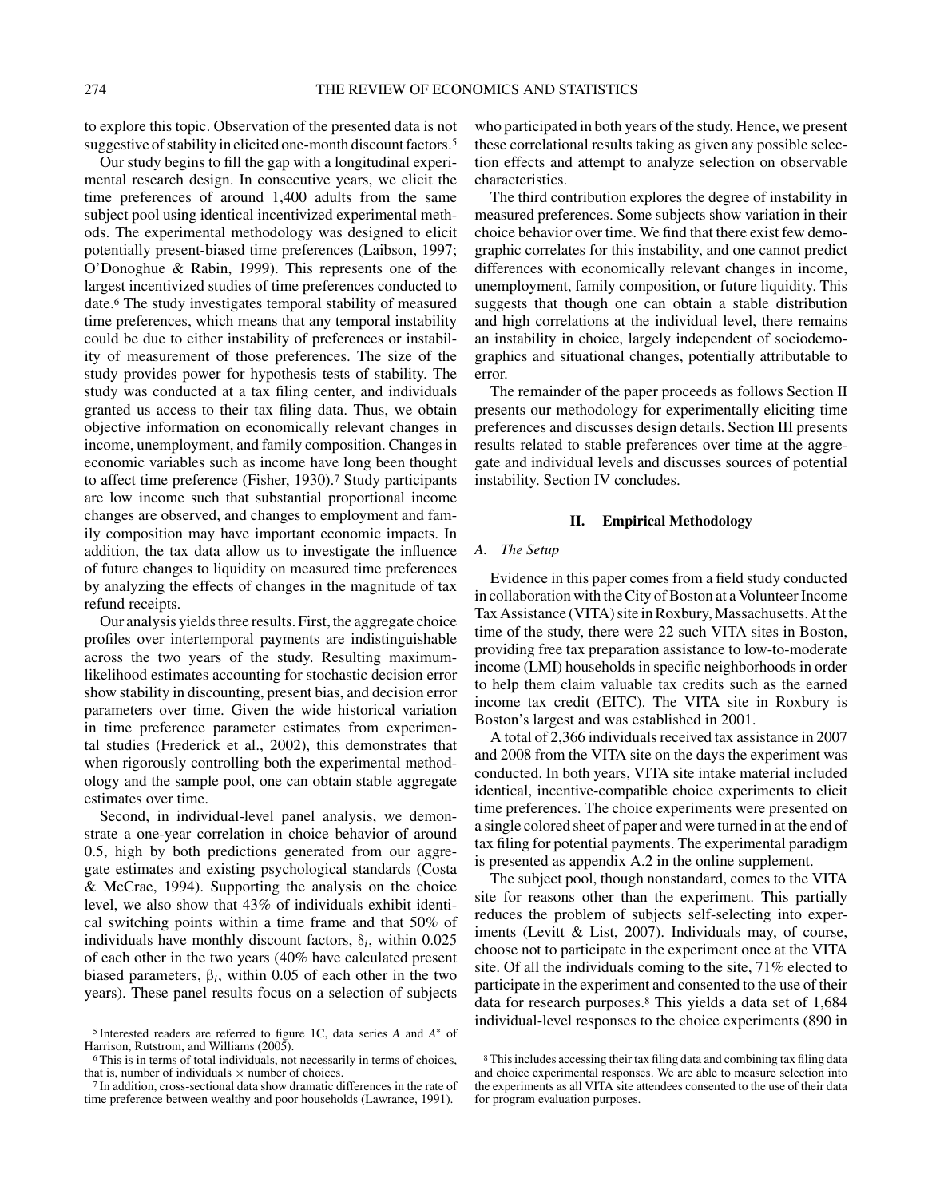to explore this topic. Observation of the presented data is not suggestive of stability in elicited one-month discount factors.[5]

Our study begins to fill the gap with a longitudinal experimental research design. In consecutive years, we elicit the time preferences of around 1,400 adults from the same subject pool using identical incentivized experimental methods. The experimental methodology was designed to elicit potentially present-biased time preferences (Laibson, 1997; O'Donoghue & Rabin, 1999). This represents one of the largest incentivized studies of time preferences conducted to date.[6] The study investigates temporal stability of measured time preferences, which means that any temporal instability could be due to either instability of preferences or instability of measurement of those preferences. The size of the study provides power for hypothesis tests of stability. The study was conducted at a tax filing center, and individuals granted us access to their tax filing data. Thus, we obtain objective information on economically relevant changes in income, unemployment, and family composition. Changes in economic variables such as income have long been thought to affect time preference (Fisher, 1930).[7] Study participants are low income such that substantial proportional income changes are observed, and changes to employment and family composition may have important economic impacts. In addition, the tax data allow us to investigate the influence of future changes to liquidity on measured time preferences by analyzing the effects of changes in the magnitude of tax refund receipts.

Our analysis yields three results. First, the aggregate choice profiles over intertemporal payments are indistinguishable across the two years of the study. Resulting maximum-likelihood estimates accounting for stochastic decision error show stability in discounting, present bias, and decision error parameters over time. Given the wide historical variation in time preference parameter estimates from experimental studies (Frederick et al., 2002), this demonstrates that when rigorously controlling both the experimental methodology and the sample pool, one can obtain stable aggregate estimates over time.

Second, in individual-level panel analysis, we demonstrate a one-year correlation in choice behavior of around 0.5, high by both predictions generated from our aggregate estimates and existing psychological standards (Costa & McCrae, 1994). Supporting the analysis on the choice level, we also show that 43% of individuals exhibit identical switching points within a time frame and that 50% of individuals have monthly discount factors, $\delta_i$, within 0.025 of each other in the two years (40% have calculated present biased parameters, $\beta_i$, within 0.05 of each other in the two years). These panel results focus on a selection of subjects who participated in both years of the study. Hence, we present these correlational results taking as given any possible selection effects and attempt to analyze selection on observable characteristics.

The third contribution explores the degree of instability in measured preferences. Some subjects show variation in their choice behavior over time. We find that there exist few demographic correlates for this instability, and one cannot predict differences with economically relevant changes in income, unemployment, family composition, or future liquidity. This suggests that though one can obtain a stable distribution and high correlations at the individual level, there remains an instability in choice, largely independent of sociodemographics and situational changes, potentially attributable to error.

The remainder of the paper proceeds as follows Section II presents our methodology for experimentally eliciting time preferences and discusses design details. Section III presents results related to stable preferences over time at the aggregate and individual levels and discusses sources of potential instability. Section IV concludes.

## II. Empirical Methodology

### A. *The Setup*

Evidence in this paper comes from a field study conducted in collaboration with the City of Boston at a Volunteer Income Tax Assistance (VITA) site in Roxbury, Massachusetts. At the time of the study, there were 22 such VITA sites in Boston, providing free tax preparation assistance to low-to-moderate income (LMI) households in specific neighborhoods in order to help them claim valuable tax credits such as the earned income tax credit (EITC). The VITA site in Roxbury is Boston's largest and was established in 2001.

A total of 2,366 individuals received tax assistance in 2007 and 2008 from the VITA site on the days the experiment was conducted. In both years, VITA site intake material included identical, incentive-compatible choice experiments to elicit time preferences. The choice experiments were presented on a single colored sheet of paper and were turned in at the end of tax filing for potential payments. The experimental paradigm is presented as appendix A.2 in the online supplement.

The subject pool, though nonstandard, comes to the VITA site for reasons other than the experiment. This partially reduces the problem of subjects self-selecting into experiments (Levitt & List, 2007). Individuals may, of course, choose not to participate in the experiment once at the VITA site. Of all the individuals coming to the site, 71% elected to participate in the experiment and consented to the use of their data for research purposes.[8] This yields a data set of 1,684 individual-level responses to the choice experiments (890 in

[5] Interested readers are referred to figure 1C, data series *A* and $A^*$ of Harrison, Rutstrom, and Williams (2005).

[6] This is in terms of total individuals, not necessarily in terms of choices, that is, number of individuals × number of choices.

[7] In addition, cross-sectional data show dramatic differences in the rate of time preference between wealthy and poor households (Lawrance, 1991).

[8] This includes accessing their tax filing data and combining tax filing data and choice experimental responses. We are able to measure selection into the experiments as all VITA site attendees consented to the use of their data for program evaluation purposes.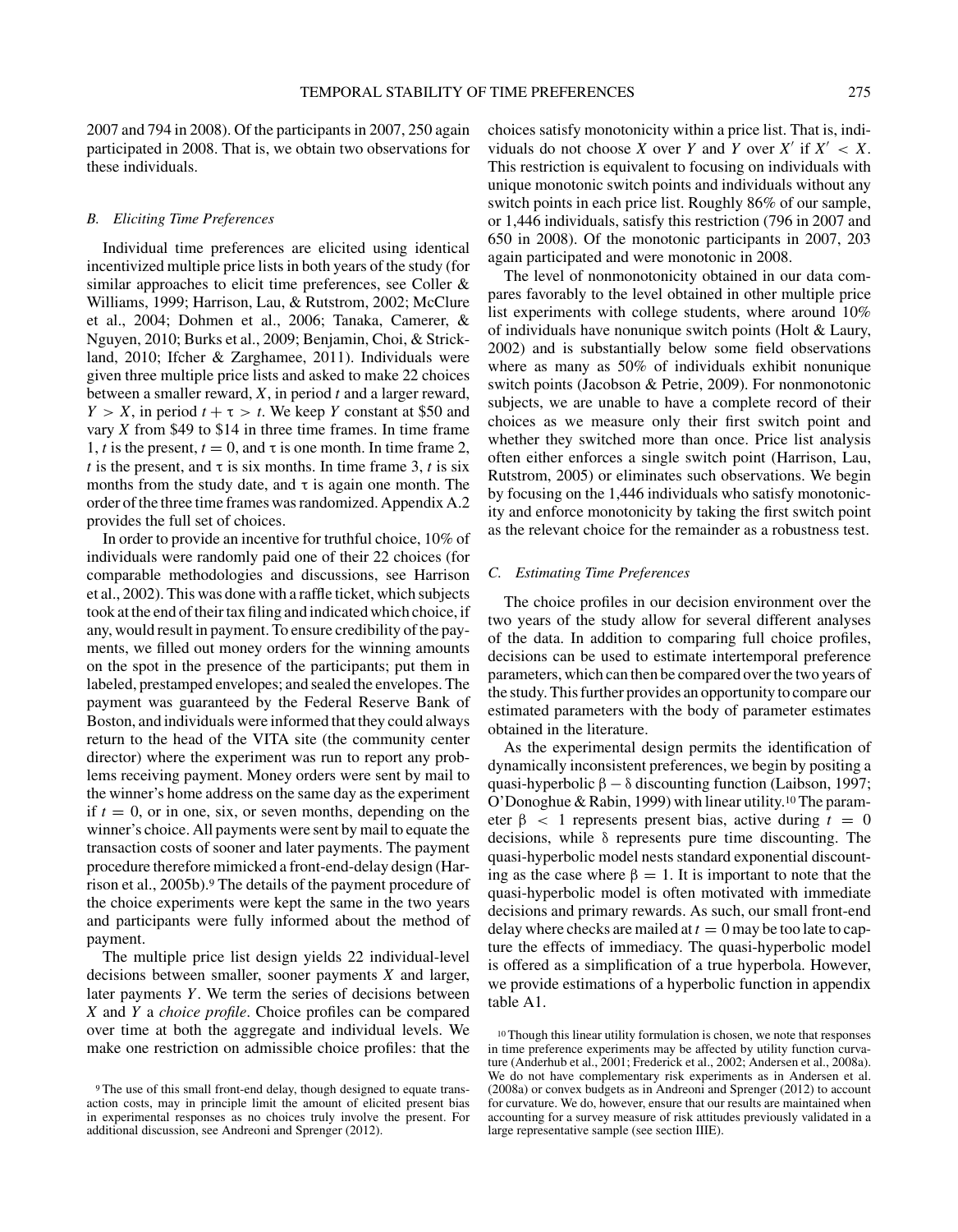2007 and 794 in 2008). Of the participants in 2007, 250 again participated in 2008. That is, we obtain two observations for these individuals.

### *B. Eliciting Time Preferences*

Individual time preferences are elicited using identical incentivized multiple price lists in both years of the study (for similar approaches to elicit time preferences, see Coller & Williams, 1999; Harrison, Lau, & Rutstrom, 2002; McClure et al., 2004; Dohmen et al., 2006; Tanaka, Camerer, & Nguyen, 2010; Burks et al., 2009; Benjamin, Choi, & Strickland, 2010; Ifcher & Zarghamee, 2011). Individuals were given three multiple price lists and asked to make 22 choices between a smaller reward, $X$, in period $t$ and a larger reward, $Y > X$, in period $t + \tau > t$. We keep $Y$ constant at \$50 and vary $X$ from \$49 to \$14 in three time frames. In time frame 1, $t$ is the present, $t = 0$, and $\tau$ is one month. In time frame 2, $t$ is the present, and $\tau$ is six months. In time frame 3, $t$ is six months from the study date, and $\tau$ is again one month. The order of the three time frames was randomized. Appendix A.2 provides the full set of choices.

In order to provide an incentive for truthful choice, 10% of individuals were randomly paid one of their 22 choices (for comparable methodologies and discussions, see Harrison et al., 2002). This was done with a raffle ticket, which subjects took at the end of their tax filing and indicated which choice, if any, would result in payment. To ensure credibility of the payments, we filled out money orders for the winning amounts on the spot in the presence of the participants; put them in labeled, prestamped envelopes; and sealed the envelopes. The payment was guaranteed by the Federal Reserve Bank of Boston, and individuals were informed that they could always return to the head of the VITA site (the community center director) where the experiment was run to report any problems receiving payment. Money orders were sent by mail to the winner's home address on the same day as the experiment if $t = 0$, or in one, six, or seven months, depending on the winner's choice. All payments were sent by mail to equate the transaction costs of sooner and later payments. The payment procedure therefore mimicked a front-end-delay design (Harrison et al., 2005b).[9] The details of the payment procedure of the choice experiments were kept the same in the two years and participants were fully informed about the method of payment.

The multiple price list design yields 22 individual-level decisions between smaller, sooner payments $X$ and larger, later payments $Y$. We term the series of decisions between $X$ and $Y$ a *choice profile*. Choice profiles can be compared over time at both the aggregate and individual levels. We make one restriction on admissible choice profiles: that the choices satisfy monotonicity within a price list. That is, individuals do not choose $X$ over $Y$ and $Y$ over $X'$ if $X' < X$. This restriction is equivalent to focusing on individuals with unique monotonic switch points and individuals without any switch points in each price list. Roughly 86% of our sample, or 1,446 individuals, satisfy this restriction (796 in 2007 and 650 in 2008). Of the monotonic participants in 2007, 203 again participated and were monotonic in 2008.

The level of nonmonotonicity obtained in our data compares favorably to the level obtained in other multiple price list experiments with college students, where around 10% of individuals have nonunique switch points (Holt & Laury, 2002) and is substantially below some field observations where as many as 50% of individuals exhibit nonunique switch points (Jacobson & Petrie, 2009). For nonmonotonic subjects, we are unable to have a complete record of their choices as we measure only their first switch point and whether they switched more than once. Price list analysis often either enforces a single switch point (Harrison, Lau, Rutstrom, 2005) or eliminates such observations. We begin by focusing on the 1,446 individuals who satisfy monotonicity and enforce monotonicity by taking the first switch point as the relevant choice for the remainder as a robustness test.

### *C. Estimating Time Preferences*

The choice profiles in our decision environment over the two years of the study allow for several different analyses of the data. In addition to comparing full choice profiles, decisions can be used to estimate intertemporal preference parameters, which can then be compared over the two years of the study. This further provides an opportunity to compare our estimated parameters with the body of parameter estimates obtained in the literature.

As the experimental design permits the identification of dynamically inconsistent preferences, we begin by positing a quasi-hyperbolic $\beta - \delta$ discounting function (Laibson, 1997; O'Donoghue & Rabin, 1999) with linear utility.[10] The parameter $\beta < 1$ represents present bias, active during $t = 0$ decisions, while $\delta$ represents pure time discounting. The quasi-hyperbolic model nests standard exponential discounting as the case where $\beta = 1$. It is important to note that the quasi-hyperbolic model is often motivated with immediate decisions and primary rewards. As such, our small front-end delay where checks are mailed at $t = 0$ may be too late to capture the effects of immediacy. The quasi-hyperbolic model is offered as a simplification of a true hyperbola. However, we provide estimations of a hyperbolic function in appendix table A1.

[9] The use of this small front-end delay, though designed to equate transaction costs, may in principle limit the amount of elicited present bias in experimental responses as no choices truly involve the present. For additional discussion, see Andreoni and Sprenger (2012).

[10] Though this linear utility formulation is chosen, we note that responses in time preference experiments may be affected by utility function curvature (Anderhub et al., 2001; Frederick et al., 2002; Andersen et al., 2008a). We do not have complementary risk experiments as in Andersen et al. (2008a) or convex budgets as in Andreoni and Sprenger (2012) to account for curvature. We do, however, ensure that our results are maintained when accounting for a survey measure of risk attitudes previously validated in a large representative sample (see section IIIE).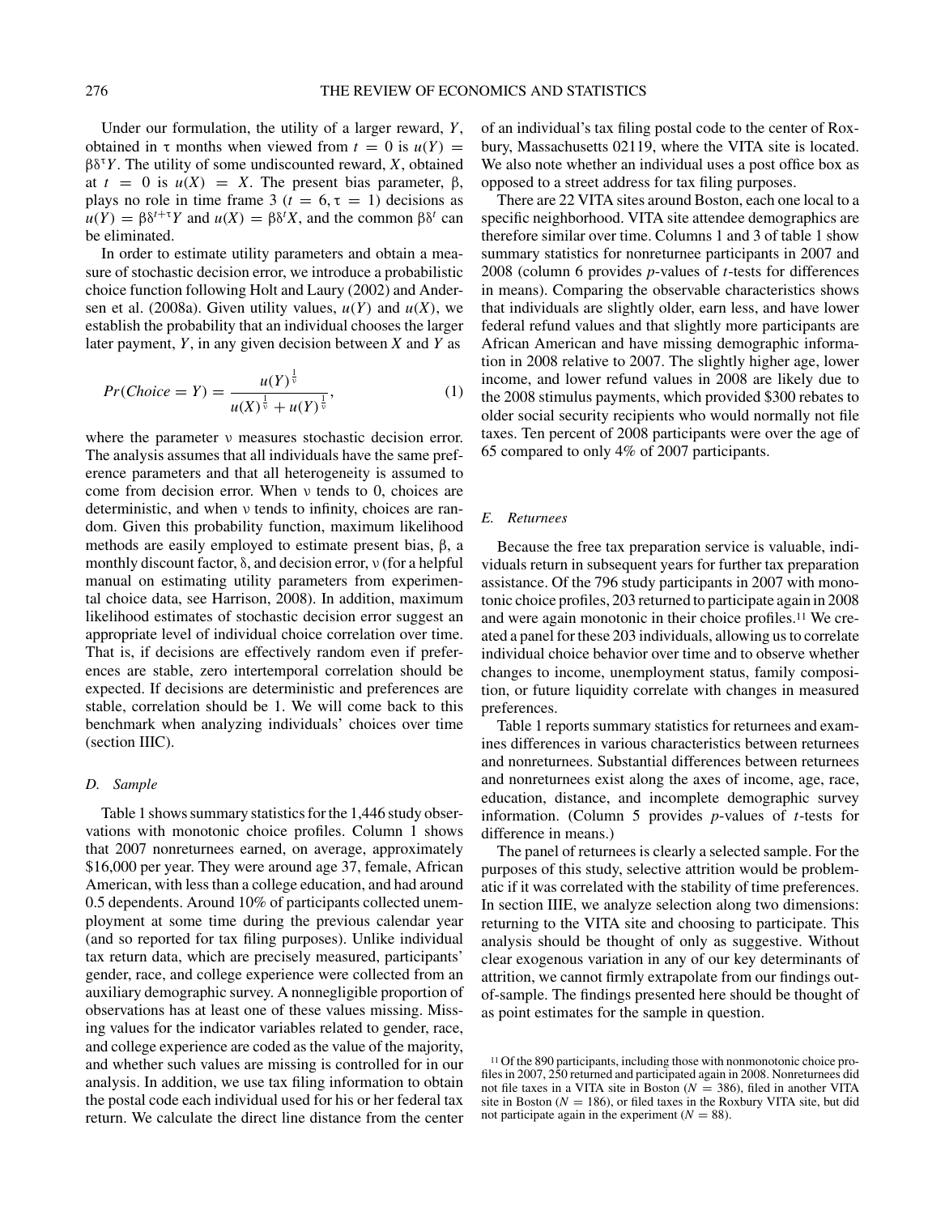Under our formulation, the utility of a larger reward, $Y$, obtained in $\tau$ months when viewed from $t = 0$ is $u(Y) = \beta\delta^{\tau}Y$. The utility of some undiscounted reward, $X$, obtained at $t = 0$ is $u(X) = X$. The present bias parameter, $\beta$, plays no role in time frame 3 ($t = 6, \tau = 1$) decisions as $u(Y) = \beta\delta^{t+\tau}Y$ and $u(X) = \beta\delta^{t}X$, and the common $\beta\delta^{t}$ can be eliminated.

In order to estimate utility parameters and obtain a measure of stochastic decision error, we introduce a probabilistic choice function following Holt and Laury (2002) and Andersen et al. (2008a). Given utility values, $u(Y)$ and $u(X)$, we establish the probability that an individual chooses the larger later payment, $Y$, in any given decision between $X$ and $Y$ as

$$Pr(Choice = Y) = \frac{u(Y)^{\frac{1}{\nu}}}{u(X)^{\frac{1}{\nu}} + u(Y)^{\frac{1}{\nu}}}, \tag{1}$$

where the parameter $\nu$ measures stochastic decision error. The analysis assumes that all individuals have the same preference parameters and that all heterogeneity is assumed to come from decision error. When $\nu$ tends to 0, choices are deterministic, and when $\nu$ tends to infinity, choices are random. Given this probability function, maximum likelihood methods are easily employed to estimate present bias, $\beta$, a monthly discount factor, $\delta$, and decision error, $\nu$ (for a helpful manual on estimating utility parameters from experimental choice data, see Harrison, 2008). In addition, maximum likelihood estimates of stochastic decision error suggest an appropriate level of individual choice correlation over time. That is, if decisions are effectively random even if preferences are stable, zero intertemporal correlation should be expected. If decisions are deterministic and preferences are stable, correlation should be 1. We will come back to this benchmark when analyzing individuals' choices over time (section IIIC).

### *D. Sample*

Table 1 shows summary statistics for the 1,446 study observations with monotonic choice profiles. Column 1 shows that 2007 nonreturnees earned, on average, approximately \$16,000 per year. They were around age 37, female, African American, with less than a college education, and had around 0.5 dependents. Around 10% of participants collected unemployment at some time during the previous calendar year (and so reported for tax filing purposes). Unlike individual tax return data, which are precisely measured, participants' gender, race, and college experience were collected from an auxiliary demographic survey. A nonnegligible proportion of observations has at least one of these values missing. Missing values for the indicator variables related to gender, race, and college experience are coded as the value of the majority, and whether such values are missing is controlled for in our analysis. In addition, we use tax filing information to obtain the postal code each individual used for his or her federal tax return. We calculate the direct line distance from the center of an individual's tax filing postal code to the center of Roxbury, Massachusetts 02119, where the VITA site is located. We also note whether an individual uses a post office box as opposed to a street address for tax filing purposes.

There are 22 VITA sites around Boston, each one local to a specific neighborhood. VITA site attendee demographics are therefore similar over time. Columns 1 and 3 of table 1 show summary statistics for nonreturnee participants in 2007 and 2008 (column 6 provides $p$-values of $t$-tests for differences in means). Comparing the observable characteristics shows that individuals are slightly older, earn less, and have lower federal refund values and that slightly more participants are African American and have missing demographic information in 2008 relative to 2007. The slightly higher age, lower income, and lower refund values in 2008 are likely due to the 2008 stimulus payments, which provided \$300 rebates to older social security recipients who would normally not file taxes. Ten percent of 2008 participants were over the age of 65 compared to only 4% of 2007 participants.

### *E. Returnees*

Because the free tax preparation service is valuable, individuals return in subsequent years for further tax preparation assistance. Of the 796 study participants in 2007 with monotonic choice profiles, 203 returned to participate again in 2008 and were again monotonic in their choice profiles.[11] We created a panel for these 203 individuals, allowing us to correlate individual choice behavior over time and to observe whether changes to income, unemployment status, family composition, or future liquidity correlate with changes in measured preferences.

Table 1 reports summary statistics for returnees and examines differences in various characteristics between returnees and nonreturnees. Substantial differences between returnees and nonreturnees exist along the axes of income, age, race, education, distance, and incomplete demographic survey information. (Column 5 provides $p$-values of $t$-tests for difference in means.)

The panel of returnees is clearly a selected sample. For the purposes of this study, selective attrition would be problematic if it was correlated with the stability of time preferences. In section IIIE, we analyze selection along two dimensions: returning to the VITA site and choosing to participate. This analysis should be thought of only as suggestive. Without clear exogenous variation in any of our key determinants of attrition, we cannot firmly extrapolate from our findings out-of-sample. The findings presented here should be thought of as point estimates for the sample in question.

[11] Of the 890 participants, including those with nonmonotonic choice profiles in 2007, 250 returned and participated again in 2008. Nonreturnees did not file taxes in a VITA site in Boston ($N = 386$), filed in another VITA site in Boston ($N = 186$), or filed taxes in the Roxbury VITA site, but did not participate again in the experiment ($N = 88$).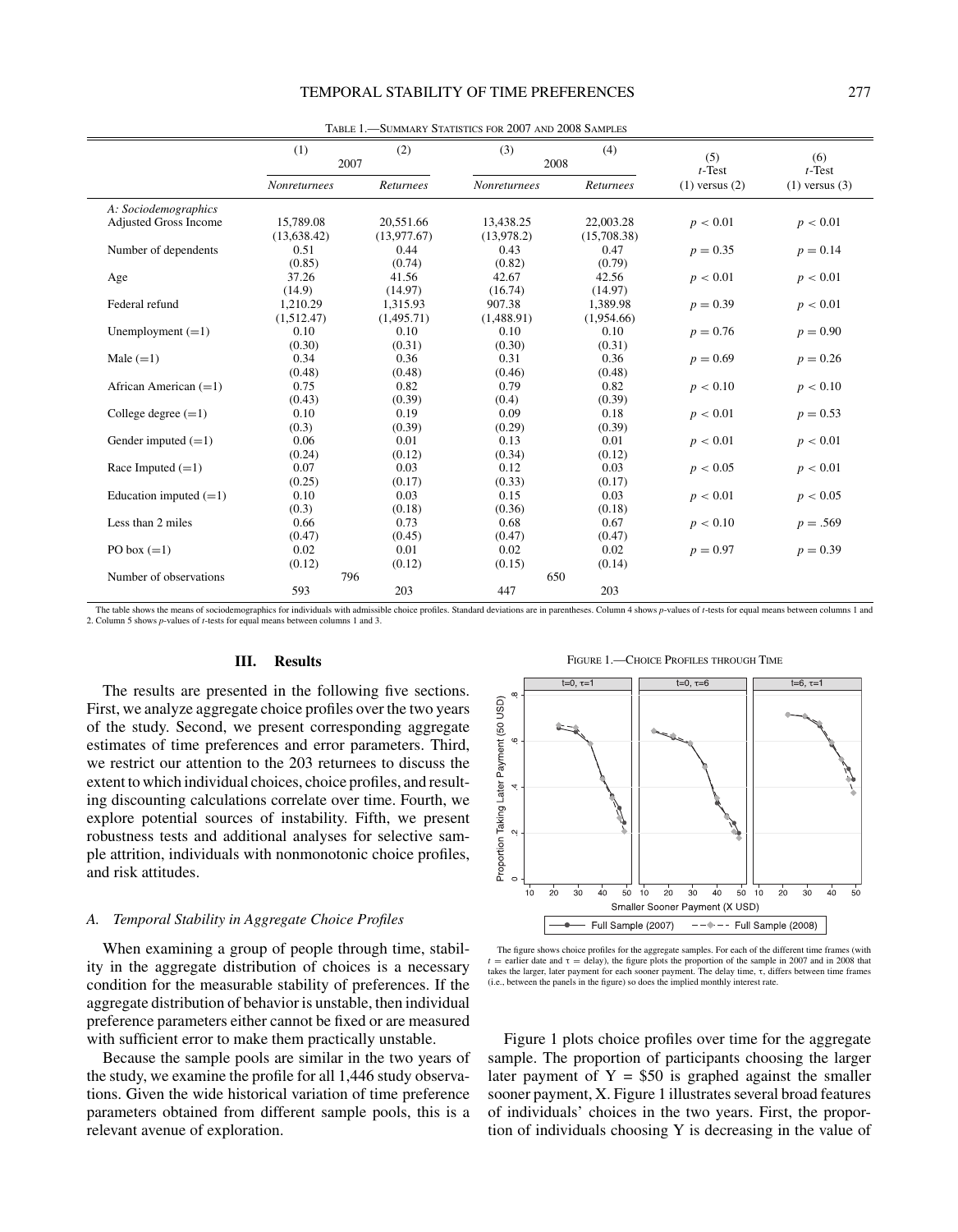Table 1.—Summary Statistics for 2007 and 2008 Samples

| | (1) | (2) | (3) | (4) | (5) | (6) |
|---|---|---|---|---|---|---|
| | 2007 | | 2008 | | $t$-Test | $t$-Test |
| | *Nonreturnees* | *Returnees* | *Nonreturnees* | *Returnees* | (1) versus (2) | (1) versus (3) |
| *A: Sociodemographics* | | | | | | |
| Adjusted Gross Income | 15,789.08 | 20,551.66 | 13,438.25 | 22,003.28 | $p < 0.01$ | $p < 0.01$ |
| | (13,638.42) | (13,977.67) | (13,978.2) | (15,708.38) | | |
| Number of dependents | 0.51 | 0.44 | 0.43 | 0.47 | $p = 0.35$ | $p = 0.14$ |
| | (0.85) | (0.74) | (0.82) | (0.79) | | |
| Age | 37.26 | 41.56 | 42.67 | 42.56 | $p < 0.01$ | $p < 0.01$ |
| | (14.9) | (14.97) | (16.74) | (14.97) | | |
| Federal refund | 1,210.29 | 1,315.93 | 907.38 | 1,389.98 | $p = 0.39$ | $p < 0.01$ |
| | (1,512.47) | (1,495.71) | (1,488.91) | (1,954.66) | | |
| Unemployment (=1) | 0.10 | 0.10 | 0.10 | 0.10 | $p = 0.76$ | $p = 0.90$ |
| | (0.30) | (0.31) | (0.30) | (0.31) | | |
| Male (=1) | 0.34 | 0.36 | 0.31 | 0.36 | $p = 0.69$ | $p = 0.26$ |
| | (0.48) | (0.48) | (0.46) | (0.48) | | |
| African American (=1) | 0.75 | 0.82 | 0.79 | 0.82 | $p < 0.10$ | $p < 0.10$ |
| | (0.43) | (0.39) | (0.4) | (0.39) | | |
| College degree (=1) | 0.10 | 0.19 | 0.09 | 0.18 | $p < 0.01$ | $p = 0.53$ |
| | (0.3) | (0.39) | (0.29) | (0.39) | | |
| Gender imputed (=1) | 0.06 | 0.01 | 0.13 | 0.01 | $p < 0.01$ | $p < 0.01$ |
| | (0.24) | (0.12) | (0.34) | (0.12) | | |
| Race Imputed (=1) | 0.07 | 0.03 | 0.12 | 0.03 | $p < 0.05$ | $p < 0.01$ |
| | (0.25) | (0.17) | (0.33) | (0.17) | | |
| Education imputed (=1) | 0.10 | 0.03 | 0.15 | 0.03 | $p < 0.01$ | $p < 0.05$ |
| | (0.3) | (0.18) | (0.36) | (0.18) | | |
| Less than 2 miles | 0.66 | 0.73 | 0.68 | 0.67 | $p < 0.10$ | $p = .569$ |
| | (0.47) | (0.45) | (0.47) | (0.47) | | |
| PO box (=1) | 0.02 | 0.01 | 0.02 | 0.02 | $p = 0.97$ | $p = 0.39$ |
| | (0.12) | (0.12) | (0.15) | (0.14) | | |
| Number of observations | 796 | | 650 | | | |
| | 593 | 203 | 447 | 203 | | |

The table shows the means of sociodemographics for individuals with admissible choice profiles. Standard deviations are in parentheses. Column 4 shows $p$-values of $t$-tests for equal means between columns 1 and 2. Column 5 shows $p$-values of $t$-tests for equal means between columns 1 and 3.

## III. Results

The results are presented in the following five sections. First, we analyze aggregate choice profiles over the two years of the study. Second, we present corresponding aggregate estimates of time preferences and error parameters. Third, we restrict our attention to the 203 returnees to discuss the extent to which individual choices, choice profiles, and resulting discounting calculations correlate over time. Fourth, we explore potential sources of instability. Fifth, we present robustness tests and additional analyses for selective sample attrition, individuals with nonmonotonic choice profiles, and risk attitudes.

### A. Temporal Stability in Aggregate Choice Profiles

When examining a group of people through time, stability in the aggregate distribution of choices is a necessary condition for the measurable stability of preferences. If the aggregate distribution of behavior is unstable, then individual preference parameters either cannot be fixed or are measured with sufficient error to make them practically unstable.

Because the sample pools are similar in the two years of the study, we examine the profile for all 1,446 study observations. Given the wide historical variation of time preference parameters obtained from different sample pools, this is a relevant avenue of exploration.

Figure 1.—Choice Profiles through Time

The figure shows choice profiles for the aggregate samples. For each of the different time frames (with $t$ = earlier date and $\tau$ = delay), the figure plots the proportion of the sample in 2007 and in 2008 that takes the larger, later payment for each sooner payment. The delay time, $\tau$, differs between time frames (i.e., between the panels in the figure) so does the implied monthly interest rate.

Figure 1 plots choice profiles over time for the aggregate sample. The proportion of participants choosing the larger later payment of Y = \$50 is graphed against the smaller sooner payment, X. Figure 1 illustrates several broad features of individuals' choices in the two years. First, the proportion of individuals choosing Y is decreasing in the value of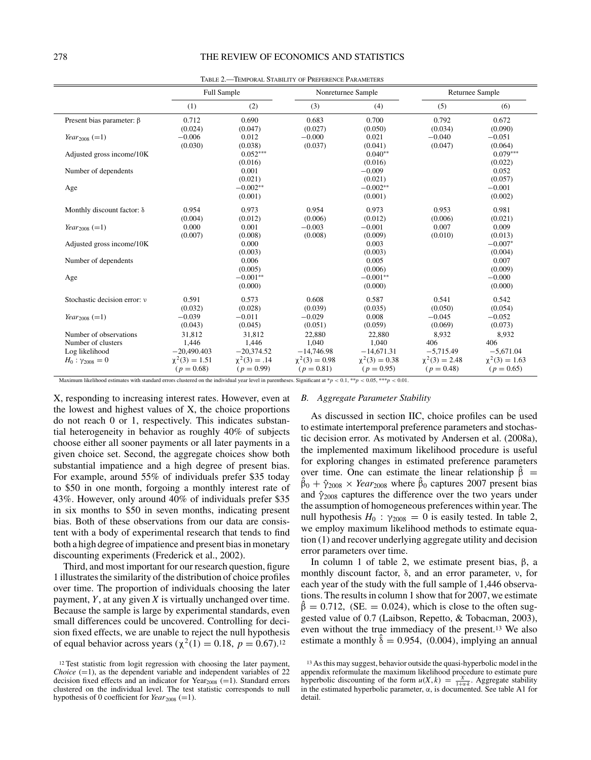Table 2.—Temporal Stability of Preference Parameters

| | Full Sample | | Nonreturnee Sample | | Returnee Sample | |
|---|---|---|---|---|---|---|
| | (1) | (2) | (3) | (4) | (5) | (6) |
| Present bias parameter: $\beta$ | 0.712 | 0.690 | 0.683 | 0.700 | 0.792 | 0.672 |
| | (0.024) | (0.047) | (0.027) | (0.050) | (0.034) | (0.090) |
| $Year_{2008}$ (=1) | −0.006 | 0.012 | −0.000 | 0.021 | −0.040 | −0.051 |
| | (0.030) | (0.038) | (0.037) | (0.041) | (0.047) | (0.064) |
| Adjusted gross income/10K | | 0.052*** | | 0.040** | | 0.079*** |
| | | (0.016) | | (0.016) | | (0.022) |
| Number of dependents | | 0.001 | | −0.009 | | 0.052 |
| | | (0.021) | | (0.021) | | (0.057) |
| Age | | −0.002** | | −0.002** | | −0.001 |
| | | (0.001) | | (0.001) | | (0.002) |
| Monthly discount factor: $\delta$ | 0.954 | 0.973 | 0.954 | 0.973 | 0.953 | 0.981 |
| | (0.004) | (0.012) | (0.006) | (0.012) | (0.006) | (0.021) |
| $Year_{2008}$ (=1) | 0.000 | 0.001 | −0.003 | −0.001 | 0.007 | 0.009 |
| | (0.007) | (0.008) | (0.008) | (0.009) | (0.010) | (0.013) |
| Adjusted gross income/10K | | 0.000 | | 0.003 | | −0.007* |
| | | (0.003) | | (0.003) | | (0.004) |
| Number of dependents | | 0.006 | | 0.005 | | 0.007 |
| | | (0.005) | | (0.006) | | (0.009) |
| Age | | −0.001** | | −0.001** | | −0.000 |
| | | (0.000) | | (0.000) | | (0.000) |
| Stochastic decision error: $\nu$ | 0.591 | 0.573 | 0.608 | 0.587 | 0.541 | 0.542 |
| | (0.032) | (0.028) | (0.039) | (0.035) | (0.050) | (0.054) |
| $Year_{2008}$ (=1) | −0.039 | −0.011 | −0.029 | 0.008 | −0.045 | −0.052 |
| | (0.043) | (0.045) | (0.051) | (0.059) | (0.069) | (0.073) |
| Number of observations | 31,812 | 31,812 | 22,880 | 22,880 | 8,932 | 8,932 |
| Number of clusters | 1,446 | 1,446 | 1,040 | 1,040 | 406 | 406 |
| Log likelihood | −20,490.403 | −20,374.52 | −14,746.98 | −14,671.31 | −5,715.49 | −5,671.04 |
| $H_0: \gamma_{2008} = 0$ | $\chi^2(3) = 1.51$ | $\chi^2(3) = .14$ | $\chi^2(3) = 0.98$ | $\chi^2(3) = 0.38$ | $\chi^2(3) = 2.48$ | $\chi^2(3) = 1.63$ |
| | ($p = 0.68$) | ($p = 0.99$) | ($p = 0.81$) | ($p = 0.95$) | ($p = 0.48$) | ($p = 0.65$) |

Maximum likelihood estimates with standard errors clustered on the individual year level in parentheses. Significant at *$p < 0.1$, **$p < 0.05$, ***$p < 0.01$.

X, responding to increasing interest rates. However, even at the lowest and highest values of X, the choice proportions do not reach 0 or 1, respectively. This indicates substantial heterogeneity in behavior as roughly 40% of subjects choose either all sooner payments or all later payments in a given choice set. Second, the aggregate choices show both substantial impatience and a high degree of present bias. For example, around 55% of individuals prefer \$35 today to \$50 in one month, forgoing a monthly interest rate of 43%. However, only around 40% of individuals prefer \$35 in six months to \$50 in seven months, indicating present bias. Both of these observations from our data are consistent with a body of experimental research that tends to find both a high degree of impatience and present bias in monetary discounting experiments (Frederick et al., 2002).

Third, and most important for our research question, figure 1 illustrates the similarity of the distribution of choice profiles over time. The proportion of individuals choosing the later payment, $Y$, at any given $X$ is virtually unchanged over time. Because the sample is large by experimental standards, even small differences could be uncovered. Controlling for decision fixed effects, we are unable to reject the null hypothesis of equal behavior across years ($\chi^2(1) = 0.18$, $p = 0.67$).[12]

### B. Aggregate Parameter Stability

As discussed in section IIC, choice profiles can be used to estimate intertemporal preference parameters and stochastic decision error. As motivated by Andersen et al. (2008a), the implemented maximum likelihood procedure is useful for exploring changes in estimated preference parameters over time. One can estimate the linear relationship $\hat{\beta} = \hat{\beta}_0 + \hat{\gamma}_{2008} \times Year_{2008}$ where $\hat{\beta}_0$ captures 2007 present bias and $\hat{\gamma}_{2008}$ captures the difference over the two years under the assumption of homogeneous preferences within year. The null hypothesis $H_0 : \gamma_{2008} = 0$ is easily tested. In table 2, we employ maximum likelihood methods to estimate equation (1) and recover underlying aggregate utility and decision error parameters over time.

In column 1 of table 2, we estimate present bias, $\beta$, a monthly discount factor, $\delta$, and an error parameter, $\nu$, for each year of the study with the full sample of 1,446 observations. The results in column 1 show that for 2007, we estimate $\hat{\beta} = 0.712$, (SE. = 0.024), which is close to the often suggested value of 0.7 (Laibson, Repetto, & Tobacman, 2003), even without the true immediacy of the present.[13] We also estimate a monthly $\hat{\delta} = 0.954$, (0.004), implying an annual

[12] Test statistic from logit regression with choosing the later payment, *Choice* (=1), as the dependent variable and independent variables of 22 decision fixed effects and an indicator for $Year_{2008}$ (=1). Standard errors clustered on the individual level. The test statistic corresponds to null hypothesis of 0 coefficient for $Year_{2008}$ (=1).

[13] As this may suggest, behavior outside the quasi-hyperbolic model in the appendix reformulate the maximum likelihood procedure to estimate pure hyperbolic discounting of the form $u(X, k) = \frac{X}{1+\alpha \cdot k}$. Aggregate stability in the estimated hyperbolic parameter, $\alpha$, is documented. See table A1 for detail.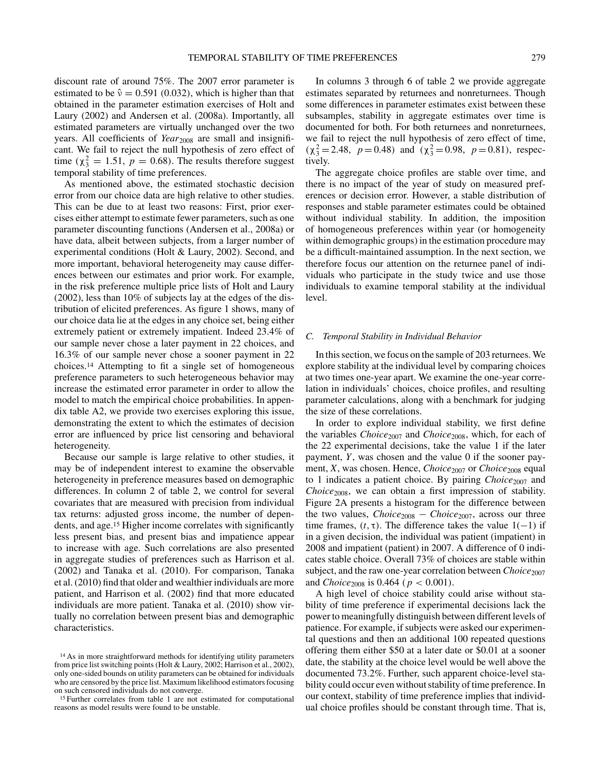discount rate of around 75%. The 2007 error parameter is estimated to be $\hat{\nu} = 0.591$ (0.032), which is higher than that obtained in the parameter estimation exercises of Holt and Laury (2002) and Andersen et al. (2008a). Importantly, all estimated parameters are virtually unchanged over the two years. All coefficients of $Year_{2008}$ are small and insignificant. We fail to reject the null hypothesis of zero effect of time ($\chi^2_3 = 1.51$, $p = 0.68$). The results therefore suggest temporal stability of time preferences.

As mentioned above, the estimated stochastic decision error from our choice data are high relative to other studies. This can be due to at least two reasons: First, prior exercises either attempt to estimate fewer parameters, such as one parameter discounting functions (Andersen et al., 2008a) or have data, albeit between subjects, from a larger number of experimental conditions (Holt & Laury, 2002). Second, and more important, behavioral heterogeneity may cause differences between our estimates and prior work. For example, in the risk preference multiple price lists of Holt and Laury (2002), less than 10% of subjects lay at the edges of the distribution of elicited preferences. As figure 1 shows, many of our choice data lie at the edges in any choice set, being either extremely patient or extremely impatient. Indeed 23.4% of our sample never chose a later payment in 22 choices, and 16.3% of our sample never chose a sooner payment in 22 choices.[14] Attempting to fit a single set of homogeneous preference parameters to such heterogeneous behavior may increase the estimated error parameter in order to allow the model to match the empirical choice probabilities. In appendix table A2, we provide two exercises exploring this issue, demonstrating the extent to which the estimates of decision error are influenced by price list censoring and behavioral heterogeneity.

Because our sample is large relative to other studies, it may be of independent interest to examine the observable heterogeneity in preference measures based on demographic differences. In column 2 of table 2, we control for several covariates that are measured with precision from individual tax returns: adjusted gross income, the number of dependents, and age.[15] Higher income correlates with significantly less present bias, and present bias and impatience appear to increase with age. Such correlations are also presented in aggregate studies of preferences such as Harrison et al. (2002) and Tanaka et al. (2010). For comparison, Tanaka et al. (2010) find that older and wealthier individuals are more patient, and Harrison et al. (2002) find that more educated individuals are more patient. Tanaka et al. (2010) show virtually no correlation between present bias and demographic characteristics.

In columns 3 through 6 of table 2 we provide aggregate estimates separated by returnees and nonreturnees. Though some differences in parameter estimates exist between these subsamples, stability in aggregate estimates over time is documented for both. For both returnees and nonreturnees, we fail to reject the null hypothesis of zero effect of time, ($\chi^2_3 = 2.48$, $p = 0.48$) and ($\chi^2_3 = 0.98$, $p = 0.81$), respectively.

The aggregate choice profiles are stable over time, and there is no impact of the year of study on measured preferences or decision error. However, a stable distribution of responses and stable parameter estimates could be obtained without individual stability. In addition, the imposition of homogeneous preferences within year (or homogeneity within demographic groups) in the estimation procedure may be a difficult-maintained assumption. In the next section, we therefore focus our attention on the returnee panel of individuals who participate in the study twice and use those individuals to examine temporal stability at the individual level.

### C. Temporal Stability in Individual Behavior

In this section, we focus on the sample of 203 returnees. We explore stability at the individual level by comparing choices at two times one-year apart. We examine the one-year correlation in individuals' choices, choice profiles, and resulting parameter calculations, along with a benchmark for judging the size of these correlations.

In order to explore individual stability, we first define the variables $Choice_{2007}$ and $Choice_{2008}$, which, for each of the 22 experimental decisions, take the value 1 if the later payment, $Y$, was chosen and the value 0 if the sooner payment, $X$, was chosen. Hence, $Choice_{2007}$ or $Choice_{2008}$ equal to 1 indicates a patient choice. By pairing $Choice_{2007}$ and $Choice_{2008}$, we can obtain a first impression of stability. Figure 2A presents a histogram for the difference between the two values, $Choice_{2008} - Choice_{2007}$, across our three time frames, $(t, \tau)$. The difference takes the value $1(-1)$ if in a given decision, the individual was patient (impatient) in 2008 and impatient (patient) in 2007. A difference of 0 indicates stable choice. Overall 73% of choices are stable within subject, and the raw one-year correlation between $Choice_{2007}$ and $Choice_{2008}$ is 0.464 ($p < 0.001$).

A high level of choice stability could arise without stability of time preference if experimental decisions lack the power to meaningfully distinguish between different levels of patience. For example, if subjects were asked our experimental questions and then an additional 100 repeated questions offering them either $50 at a later date or $0.01 at a sooner date, the stability at the choice level would be well above the documented 73.2%. Further, such apparent choice-level stability could occur even without stability of time preference. In our context, stability of time preference implies that individual choice profiles should be constant through time. That is,

[14] As in more straightforward methods for identifying utility parameters from price list switching points (Holt & Laury, 2002; Harrison et al., 2002), only one-sided bounds on utility parameters can be obtained for individuals who are censored by the price list. Maximum likelihood estimators focusing on such censored individuals do not converge.

[15] Further correlates from table 1 are not estimated for computational reasons as model results were found to be unstable.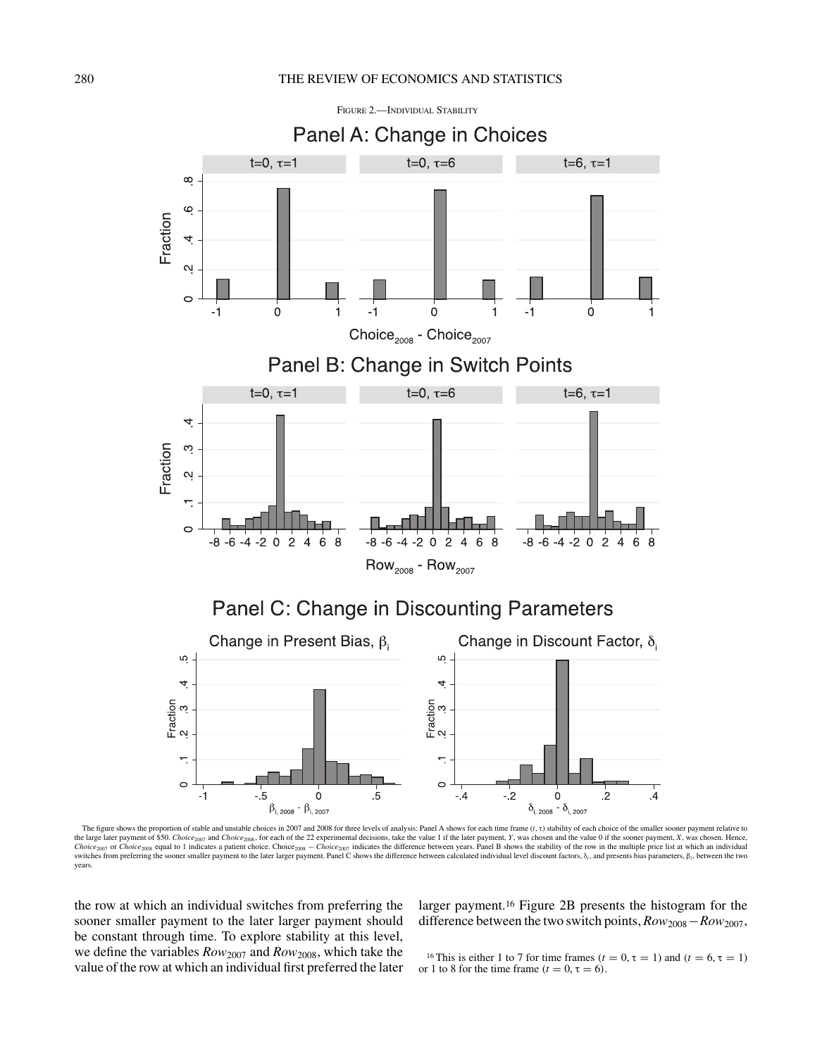FIGURE 2.—INDIVIDUAL STABILITY

The figure shows the proportion of stable and unstable choices in 2007 and 2008 for three levels of analysis: Panel A shows for each time frame ($t$, $\tau$) stability of each choice of the smaller sooner payment relative to the large later payment of \$50. $Choice_{2007}$ and $Choice_{2008}$, for each of the 22 experimental decisions, take the value 1 if the later payment, $Y$, was chosen and the value 0 if the sooner payment, $X$, was chosen. Hence, $Choice_{2007}$ or $Choice_{2008}$ equal to 1 indicates a patient choice. $Choice_{2008} - Choice_{2007}$ indicates the difference between years. Panel B shows the stability of the row in the multiple price list at which an individual switches from preferring the sooner smaller payment to the later larger payment. Panel C shows the difference between calculated individual level discount factors, $\delta_i$, and presents bias parameters, $\beta_i$, between the two years.

the row at which an individual switches from preferring the sooner smaller payment to the later larger payment should be constant through time. To explore stability at this level, we define the variables $Row_{2007}$ and $Row_{2008}$, which take the value of the row at which an individual first preferred the later larger payment.[16] Figure 2B presents the histogram for the difference between the two switch points, $Row_{2008} - Row_{2007}$,

[16] This is either 1 to 7 for time frames ($t = 0, \tau = 1$) and ($t = 6, \tau = 1$) or 1 to 8 for the time frame ($t = 0, \tau = 6$).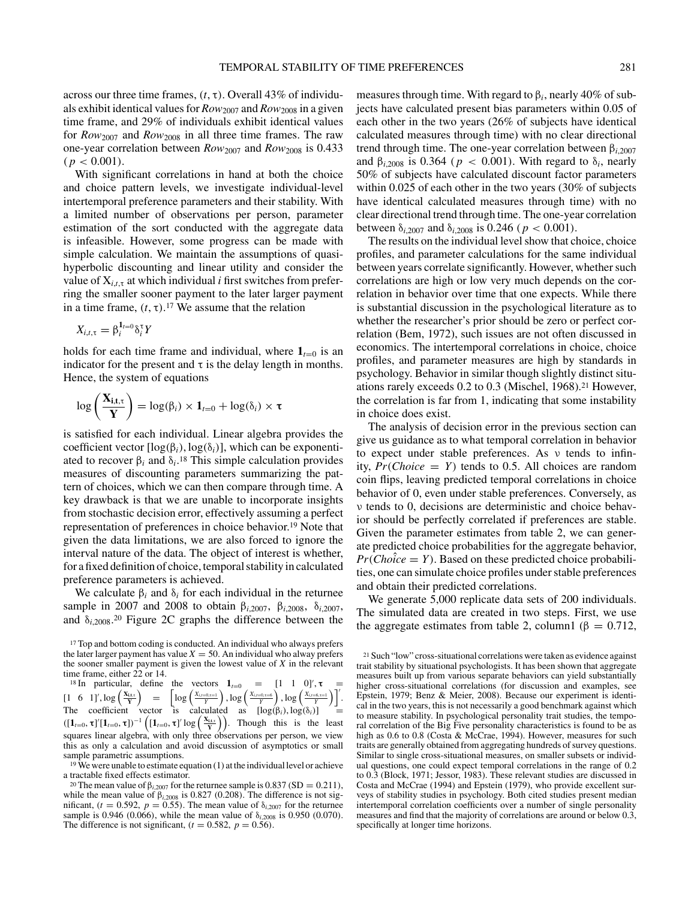across our three time frames, $(t, \tau)$. Overall 43% of individuals exhibit identical values for $Row_{2007}$ and $Row_{2008}$ in a given time frame, and 29% of individuals exhibit identical values for $Row_{2007}$ and $Row_{2008}$ in all three time frames. The raw one-year correlation between $Row_{2007}$ and $Row_{2008}$ is 0.433 ($p < 0.001$).

With significant correlations in hand at both the choice and choice pattern levels, we investigate individual-level intertemporal preference parameters and their stability. With a limited number of observations per person, parameter estimation of the sort conducted with the aggregate data is infeasible. However, some progress can be made with simple calculation. We maintain the assumptions of quasi-hyperbolic discounting and linear utility and consider the value of $X_{i,t,\tau}$ at which individual $i$ first switches from preferring the smaller sooner payment to the later larger payment in a time frame, $(t, \tau)$.[17] We assume that the relation

$$X_{i,t,\tau} = \beta_i^{\mathbf{1}_{t=0}} \delta_i^{\tau} Y$$

holds for each time frame and individual, where $\mathbf{1}_{t=0}$ is an indicator for the present and $\tau$ is the delay length in months. Hence, the system of equations

$$\log\left(\frac{\mathbf{X_{i,t,\tau}}}{\mathbf{Y}}\right) = \log(\beta_i) \times \mathbf{1}_{t=0} + \log(\delta_i) \times \boldsymbol{\tau}$$

is satisfied for each individual. Linear algebra provides the coefficient vector $[\log(\beta_i), \log(\delta_i)]$, which can be exponentiated to recover $\beta_i$ and $\delta_i$.[18] This simple calculation provides measures of discounting parameters summarizing the pattern of choices, which we can then compare through time. A key drawback is that we are unable to incorporate insights from stochastic decision error, effectively assuming a perfect representation of preferences in choice behavior.[19] Note that given the data limitations, we are also forced to ignore the interval nature of the data. The object of interest is whether, for a fixed definition of choice, temporal stability in calculated preference parameters is achieved.

We calculate $\beta_i$ and $\delta_i$ for each individual in the returnee sample in 2007 and 2008 to obtain $\beta_{i,2007}$, $\beta_{i,2008}$, $\delta_{i,2007}$, and $\delta_{i,2008}$.[20] Figure 2C graphs the difference between the measures through time. With regard to $\beta_i$, nearly 40% of subjects have calculated present bias parameters within 0.05 of each other in the two years (26% of subjects have identical calculated measures through time) with no clear directional trend through time. The one-year correlation between $\beta_{i,2007}$ and $\beta_{i,2008}$ is 0.364 ($p < 0.001$). With regard to $\delta_i$, nearly 50% of subjects have calculated discount factor parameters within 0.025 of each other in the two years (30% of subjects have identical calculated measures through time) with no clear directional trend through time. The one-year correlation between $\delta_{i,2007}$ and $\delta_{i,2008}$ is 0.246 ($p < 0.001$).

The results on the individual level show that choice, choice profiles, and parameter calculations for the same individual between years correlate significantly. However, whether such correlations are high or low very much depends on the correlation in behavior over time that one expects. While there is substantial discussion in the psychological literature as to whether the researcher's prior should be zero or perfect correlation (Bem, 1972), such issues are not often discussed in economics. The intertemporal correlations in choice, choice profiles, and parameter measures are high by standards in psychology. Behavior in similar though slightly distinct situations rarely exceeds 0.2 to 0.3 (Mischel, 1968).[21] However, the correlation is far from 1, indicating that some instability in choice does exist.

The analysis of decision error in the previous section can give us guidance as to what temporal correlation in behavior to expect under stable preferences. As $\nu$ tends to infinity, $Pr(Choice = Y)$ tends to 0.5. All choices are random coin flips, leaving predicted temporal correlations in choice behavior of 0, even under stable preferences. Conversely, as $\nu$ tends to 0, decisions are deterministic and choice behavior should be perfectly correlated if preferences are stable. Given the parameter estimates from table 2, we can generate predicted choice probabilities for the aggregate behavior, $Pr(\widehat{Choice} = Y)$. Based on these predicted choice probabilities, one can simulate choice profiles under stable preferences and obtain their predicted correlations.

We generate 5,000 replicate data sets of 200 individuals. The simulated data are created in two steps. First, we use the aggregate estimates from table 2, column1 ($\beta = 0.712$,

[17] Top and bottom coding is conducted. An individual who always prefers the later larger payment has value $X = 50$. An individual who alway prefers the sooner smaller payment is given the lowest value of $X$ in the relevant time frame, either 22 or 14.

[18] In particular, define the vectors $\mathbf{1}_{t=0} = [1\ 1\ 0]', \boldsymbol{\tau} = [1\ 6\ 1]', \log\left(\frac{\mathbf{X_{i,t,\tau}}}{\mathbf{Y}}\right) = \left[\log\left(\frac{X_{i,t=0,\tau=1}}{Y}\right), \log\left(\frac{X_{i,t=0,\tau=6}}{Y}\right), \log\left(\frac{X_{i,t=6,\tau=1}}{Y}\right)\right]'$. The coefficient vector is calculated as $[\log(\beta_i), \log(\delta_i)] = ([\mathbf{1}_{t=0}, \boldsymbol{\tau}]'[\mathbf{1}_{t=0}, \boldsymbol{\tau}])^{-1}\left([\mathbf{1}_{t=0}, \boldsymbol{\tau}]' \log\left(\frac{\mathbf{X_{i,t,\tau}}}{\mathbf{Y}}\right)\right)$. Though this is the least squares linear algebra, with only three observations per person, we view this as only a calculation and avoid discussion of asymptotics or small sample parametric assumptions.

[19] We were unable to estimate equation (1) at the individual level or achieve a tractable fixed effects estimator.

[20] The mean value of $\beta_{i,2007}$ for the returnee sample is 0.837 (SD = 0.211), while the mean value of $\beta_{i,2008}$ is 0.827 (0.208). The difference is not significant, ($t = 0.592$, $p = 0.55$). The mean value of $\delta_{i,2007}$ for the returnee sample is 0.946 (0.066), while the mean value of $\delta_{i,2008}$ is 0.950 (0.070). The difference is not significant, ($t = 0.582$, $p = 0.56$).

[21] Such "low" cross-situational correlations were taken as evidence against trait stability by situational psychologists. It has been shown that aggregate measures built up from various separate behaviors can yield substantially higher cross-situational correlations (for discussion and examples, see Epstein, 1979; Benz & Meier, 2008). Because our experiment is identical in the two years, this is not necessarily a good benchmark against which to measure stability. In psychological personality trait studies, the temporal correlation of the Big Five personality characteristics is found to be as high as 0.6 to 0.8 (Costa & McCrae, 1994). However, measures for such traits are generally obtained from aggregating hundreds of survey questions. Similar to single cross-situational measures, on smaller subsets or individual questions, one could expect temporal correlations in the range of 0.2 to 0.3 (Block, 1971; Jessor, 1983). These relevant studies are discussed in Costa and McCrae (1994) and Epstein (1979), who provide excellent surveys of stability studies in psychology. Both cited studies present median intertemporal correlation coefficients over a number of single personality measures and find that the majority of correlations are around or below 0.3, specifically at longer time horizons.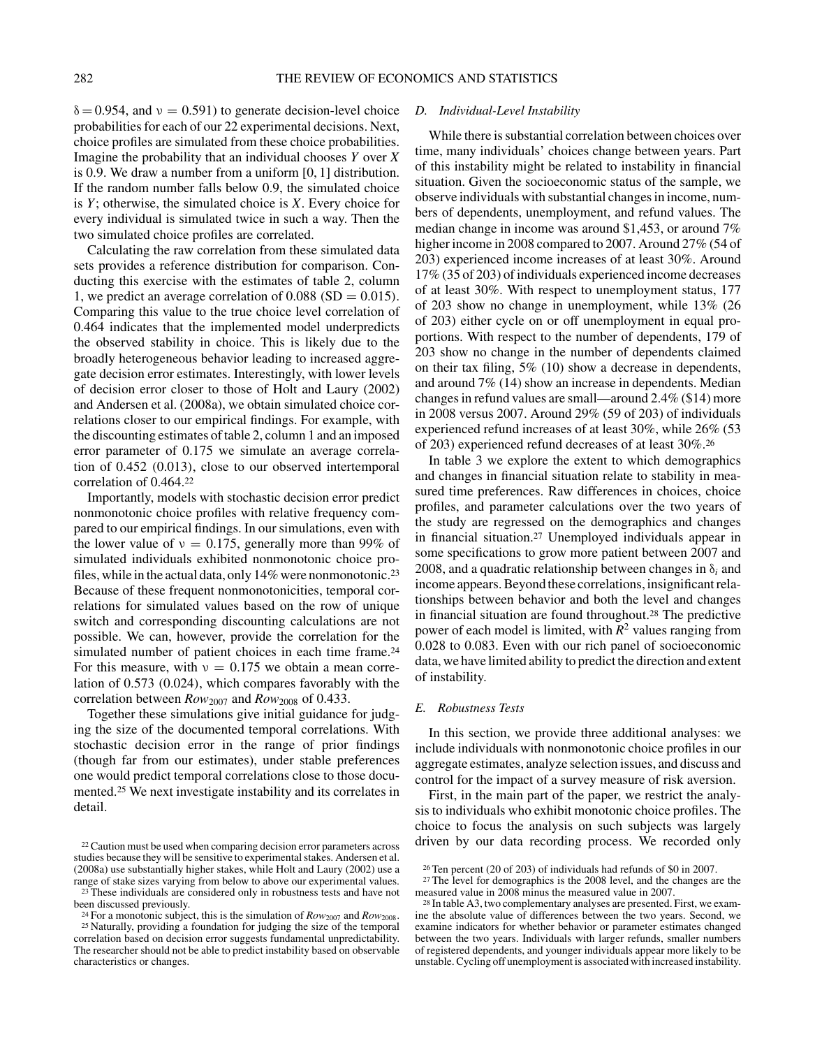$\delta = 0.954$, and $\nu = 0.591$) to generate decision-level choice probabilities for each of our 22 experimental decisions. Next, choice profiles are simulated from these choice probabilities. Imagine the probability that an individual chooses $Y$ over $X$ is 0.9. We draw a number from a uniform [0, 1] distribution. If the random number falls below 0.9, the simulated choice is $Y$; otherwise, the simulated choice is $X$. Every choice for every individual is simulated twice in such a way. Then the two simulated choice profiles are correlated.

Calculating the raw correlation from these simulated data sets provides a reference distribution for comparison. Conducting this exercise with the estimates of table 2, column 1, we predict an average correlation of 0.088 (SD = 0.015). Comparing this value to the true choice level correlation of 0.464 indicates that the implemented model underpredicts the observed stability in choice. This is likely due to the broadly heterogeneous behavior leading to increased aggregate decision error estimates. Interestingly, with lower levels of decision error closer to those of Holt and Laury (2002) and Andersen et al. (2008a), we obtain simulated choice correlations closer to our empirical findings. For example, with the discounting estimates of table 2, column 1 and an imposed error parameter of 0.175 we simulate an average correlation of 0.452 (0.013), close to our observed intertemporal correlation of 0.464.[22]

Importantly, models with stochastic decision error predict nonmonotonic choice profiles with relative frequency compared to our empirical findings. In our simulations, even with the lower value of $\nu = 0.175$, generally more than 99% of simulated individuals exhibited nonmonotonic choice profiles, while in the actual data, only 14% were nonmonotonic.[23] Because of these frequent nonmonotonicities, temporal correlations for simulated values based on the row of unique switch and corresponding discounting calculations are not possible. We can, however, provide the correlation for the simulated number of patient choices in each time frame.[24] For this measure, with $\nu = 0.175$ we obtain a mean correlation of 0.573 (0.024), which compares favorably with the correlation between $Row_{2007}$ and $Row_{2008}$ of 0.433.

Together these simulations give initial guidance for judging the size of the documented temporal correlations. With stochastic decision error in the range of prior findings (though far from our estimates), under stable preferences one would predict temporal correlations close to those documented.[25] We next investigate instability and its correlates in detail.

### D. Individual-Level Instability

While there is substantial correlation between choices over time, many individuals' choices change between years. Part of this instability might be related to instability in financial situation. Given the socioeconomic status of the sample, we observe individuals with substantial changes in income, numbers of dependents, unemployment, and refund values. The median change in income was around \$1,453, or around 7% higher income in 2008 compared to 2007. Around 27% (54 of 203) experienced income increases of at least 30%. Around 17% (35 of 203) of individuals experienced income decreases of at least 30%. With respect to unemployment status, 177 of 203 show no change in unemployment, while 13% (26 of 203) either cycle on or off unemployment in equal proportions. With respect to the number of dependents, 179 of 203 show no change in the number of dependents claimed on their tax filing, 5% (10) show a decrease in dependents, and around 7% (14) show an increase in dependents. Median changes in refund values are small—around 2.4% (\$14) more in 2008 versus 2007. Around 29% (59 of 203) of individuals experienced refund increases of at least 30%, while 26% (53 of 203) experienced refund decreases of at least 30%.[26]

In table 3 we explore the extent to which demographics and changes in financial situation relate to stability in measured time preferences. Raw differences in choices, choice profiles, and parameter calculations over the two years of the study are regressed on the demographics and changes in financial situation.[27] Unemployed individuals appear in some specifications to grow more patient between 2007 and 2008, and a quadratic relationship between changes in $\delta_i$ and income appears. Beyond these correlations, insignificant relationships between behavior and both the level and changes in financial situation are found throughout.[28] The predictive power of each model is limited, with $R^2$ values ranging from 0.028 to 0.083. Even with our rich panel of socioeconomic data, we have limited ability to predict the direction and extent of instability.

### E. Robustness Tests

In this section, we provide three additional analyses: we include individuals with nonmonotonic choice profiles in our aggregate estimates, analyze selection issues, and discuss and control for the impact of a survey measure of risk aversion.

First, in the main part of the paper, we restrict the analysis to individuals who exhibit monotonic choice profiles. The choice to focus the analysis on such subjects was largely driven by our data recording process. We recorded only

[22] Caution must be used when comparing decision error parameters across studies because they will be sensitive to experimental stakes. Andersen et al. (2008a) use substantially higher stakes, while Holt and Laury (2002) use a range of stake sizes varying from below to above our experimental values.

[23] These individuals are considered only in robustness tests and have not been discussed previously.

[24] For a monotonic subject, this is the simulation of $Row_{2007}$ and $Row_{2008}$.

[25] Naturally, providing a foundation for judging the size of the temporal correlation based on decision error suggests fundamental unpredictability. The researcher should not be able to predict instability based on observable characteristics or changes.

[26] Ten percent (20 of 203) of individuals had refunds of \$0 in 2007.

[27] The level for demographics is the 2008 level, and the changes are the measured value in 2008 minus the measured value in 2007.

[28] In table A3, two complementary analyses are presented. First, we examine the absolute value of differences between the two years. Second, we examine indicators for whether behavior or parameter estimates changed between the two years. Individuals with larger refunds, smaller numbers of registered dependents, and younger individuals appear more likely to be unstable. Cycling off unemployment is associated with increased instability.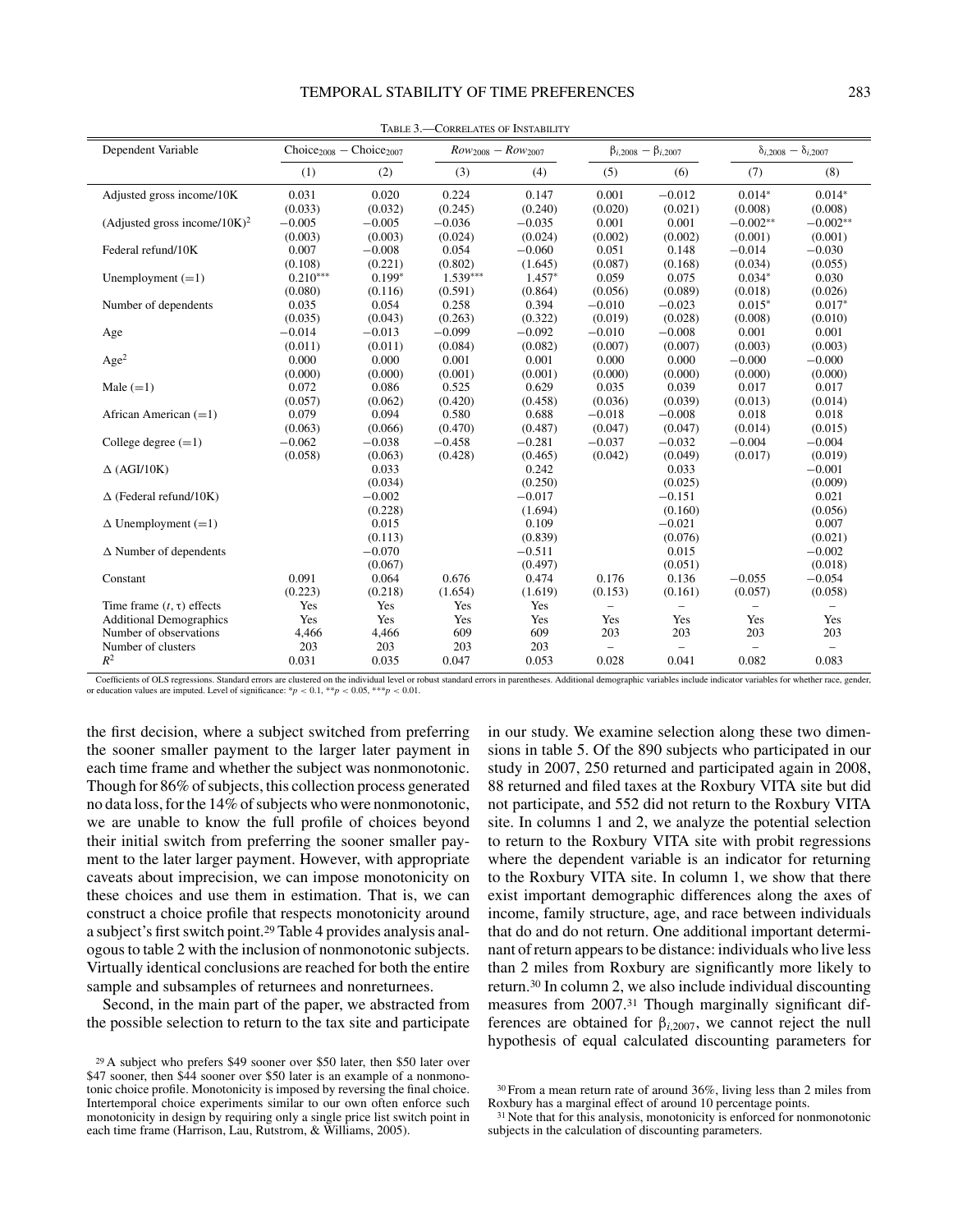Table 3.—Correlates of Instability

| Dependent Variable | $\text{Choice}_{2008} - \text{Choice}_{2007}$ | | $Row_{2008} - Row_{2007}$ | | $\beta_{i,2008} - \beta_{i,2007}$ | | $\delta_{i,2008} - \delta_{i,2007}$ | |
|---|---|---|---|---|---|---|---|---|
| | (1) | (2) | (3) | (4) | (5) | (6) | (7) | (8) |
| Adjusted gross income/10K | 0.031 | 0.020 | 0.224 | 0.147 | 0.001 | −0.012 | 0.014* | 0.014* |
| | (0.033) | (0.032) | (0.245) | (0.240) | (0.020) | (0.021) | (0.008) | (0.008) |
| (Adjusted gross income/10K)$^2$ | −0.005 | −0.005 | −0.036 | −0.035 | 0.001 | 0.001 | −0.002** | −0.002** |
| | (0.003) | (0.003) | (0.024) | (0.024) | (0.002) | (0.002) | (0.001) | (0.001) |
| Federal refund/10K | 0.007 | −0.008 | 0.054 | −0.060 | 0.051 | 0.148 | −0.014 | −0.030 |
| | (0.108) | (0.221) | (0.802) | (1.645) | (0.087) | (0.168) | (0.034) | (0.055) |
| Unemployment (=1) | 0.210*** | 0.199* | 1.539*** | 1.457* | 0.059 | 0.075 | 0.034* | 0.030 |
| | (0.080) | (0.116) | (0.591) | (0.864) | (0.056) | (0.089) | (0.018) | (0.026) |
| Number of dependents | 0.035 | 0.054 | 0.258 | 0.394 | −0.010 | −0.023 | 0.015* | 0.017* |
| | (0.035) | (0.043) | (0.263) | (0.322) | (0.019) | (0.028) | (0.008) | (0.010) |
| Age | −0.014 | −0.013 | −0.099 | −0.092 | −0.010 | −0.008 | 0.001 | 0.001 |
| | (0.011) | (0.011) | (0.084) | (0.082) | (0.007) | (0.007) | (0.003) | (0.003) |
| Age$^2$ | 0.000 | 0.000 | 0.001 | 0.001 | 0.000 | 0.000 | −0.000 | −0.000 |
| | (0.000) | (0.000) | (0.001) | (0.001) | (0.000) | (0.000) | (0.000) | (0.000) |
| Male (=1) | 0.072 | 0.086 | 0.525 | 0.629 | 0.035 | 0.039 | 0.017 | 0.017 |
| | (0.057) | (0.062) | (0.420) | (0.458) | (0.036) | (0.039) | (0.013) | (0.014) |
| African American (=1) | 0.079 | 0.094 | 0.580 | 0.688 | −0.018 | −0.008 | 0.018 | 0.018 |
| | (0.063) | (0.066) | (0.470) | (0.487) | (0.047) | (0.047) | (0.014) | (0.015) |
| College degree (=1) | −0.062 | −0.038 | −0.458 | −0.281 | −0.037 | −0.032 | −0.004 | −0.004 |
| | (0.058) | (0.063) | (0.428) | (0.465) | (0.042) | (0.049) | (0.017) | (0.019) |
| Δ (AGI/10K) | | 0.033 | | 0.242 | | 0.033 | | −0.001 |
| | | (0.034) | | (0.250) | | (0.025) | | (0.009) |
| Δ (Federal refund/10K) | | −0.002 | | −0.017 | | −0.151 | | 0.021 |
| | | (0.228) | | (1.694) | | (0.160) | | (0.056) |
| Δ Unemployment (=1) | | 0.015 | | 0.109 | | −0.021 | | 0.007 |
| | | (0.113) | | (0.839) | | (0.076) | | (0.021) |
| Δ Number of dependents | | −0.070 | | −0.511 | | 0.015 | | −0.002 |
| | | (0.067) | | (0.497) | | (0.051) | | (0.018) |
| Constant | 0.091 | 0.064 | 0.676 | 0.474 | 0.176 | 0.136 | −0.055 | −0.054 |
| | (0.223) | (0.218) | (1.654) | (1.619) | (0.153) | (0.161) | (0.057) | (0.058) |
| Time frame ($t$, $\tau$) effects | Yes | Yes | Yes | Yes | – | – | – | – |
| Additional Demographics | Yes | Yes | Yes | Yes | Yes | Yes | Yes | Yes |
| Number of observations | 4,466 | 4,466 | 609 | 609 | 203 | 203 | 203 | 203 |
| Number of clusters | 203 | 203 | 203 | 203 | – | – | – | – |
| $R^2$ | 0.031 | 0.035 | 0.047 | 0.053 | 0.028 | 0.041 | 0.082 | 0.083 |

Coefficients of OLS regressions. Standard errors are clustered on the individual level or robust standard errors in parentheses. Additional demographic variables include indicator variables for whether race, gender, or education values are imputed. Level of significance: $*p < 0.1$, $**p < 0.05$, $***p < 0.01$.

the first decision, where a subject switched from preferring the sooner smaller payment to the larger later payment in each time frame and whether the subject was nonmonotonic. Though for 86% of subjects, this collection process generated no data loss, for the 14% of subjects who were nonmonotonic, we are unable to know the full profile of choices beyond their initial switch from preferring the sooner smaller payment to the later larger payment. However, with appropriate caveats about imprecision, we can impose monotonicity on these choices and use them in estimation. That is, we can construct a choice profile that respects monotonicity around a subject's first switch point.[29] Table 4 provides analysis analogous to table 2 with the inclusion of nonmonotonic subjects. Virtually identical conclusions are reached for both the entire sample and subsamples of returnees and nonreturnees.

Second, in the main part of the paper, we abstracted from the possible selection to return to the tax site and participate in our study. We examine selection along these two dimensions in table 5. Of the 890 subjects who participated in our study in 2007, 250 returned and participated again in 2008, 88 returned and filed taxes at the Roxbury VITA site but did not participate, and 552 did not return to the Roxbury VITA site. In columns 1 and 2, we analyze the potential selection to return to the Roxbury VITA site with probit regressions where the dependent variable is an indicator for returning to the Roxbury VITA site. In column 1, we show that there exist important demographic differences along the axes of income, family structure, age, and race between individuals that do and do not return. One additional important determinant of return appears to be distance: individuals who live less than 2 miles from Roxbury are significantly more likely to return.[30] In column 2, we also include individual discounting measures from 2007.[31] Though marginally significant differences are obtained for $\beta_{i,2007}$, we cannot reject the null hypothesis of equal calculated discounting parameters for

[29] A subject who prefers $49 sooner over $50 later, then $50 later over $47 sooner, then $44 sooner over $50 later is an example of a nonmonotonic choice profile. Monotonicity is imposed by reversing the final choice. Intertemporal choice experiments similar to our own often enforce such monotonicity in design by requiring only a single price list switch point in each time frame (Harrison, Lau, Rutstrom, & Williams, 2005).

[30] From a mean return rate of around 36%, living less than 2 miles from Roxbury has a marginal effect of around 10 percentage points.

[31] Note that for this analysis, monotonicity is enforced for nonmonotonic subjects in the calculation of discounting parameters.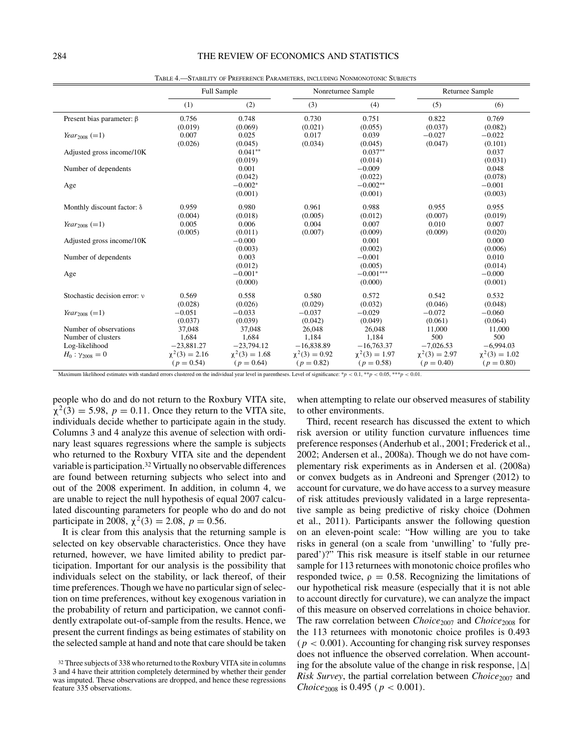TABLE 4.—STABILITY OF PREFERENCE PARAMETERS, INCLUDING NONMONOTONIC SUBJECTS

| | Full Sample | | Nonreturnee Sample | | Returnee Sample | |
|---|---|---|---|---|---|---|
| | (1) | (2) | (3) | (4) | (5) | (6) |
| Present bias parameter: $\beta$ | 0.756 | 0.748 | 0.730 | 0.751 | 0.822 | 0.769 |
| | (0.019) | (0.069) | (0.021) | (0.055) | (0.037) | (0.082) |
| $Year_{2008}$ (=1) | 0.007 | 0.025 | 0.017 | 0.039 | −0.027 | −0.022 |
| | (0.026) | (0.045) | (0.034) | (0.045) | (0.047) | (0.101) |
| Adjusted gross income/10K | | 0.041** | | 0.037** | | 0.037 |
| | | (0.019) | | (0.014) | | (0.031) |
| Number of dependents | | 0.001 | | −0.009 | | 0.048 |
| | | (0.042) | | (0.022) | | (0.078) |
| Age | | −0.002* | | −0.002** | | −0.001 |
| | | (0.001) | | (0.001) | | (0.003) |
| Monthly discount factor: $\delta$ | 0.959 | 0.980 | 0.961 | 0.988 | 0.955 | 0.955 |
| | (0.004) | (0.018) | (0.005) | (0.012) | (0.007) | (0.019) |
| $Year_{2008}$ (=1) | 0.005 | 0.006 | 0.004 | 0.007 | 0.010 | 0.007 |
| | (0.005) | (0.011) | (0.007) | (0.009) | (0.009) | (0.020) |
| Adjusted gross income/10K | | −0.000 | | 0.001 | | 0.000 |
| | | (0.003) | | (0.002) | | (0.006) |
| Number of dependents | | 0.003 | | −0.001 | | 0.010 |
| | | (0.012) | | (0.005) | | (0.014) |
| Age | | −0.001* | | −0.001*** | | −0.000 |
| | | (0.000) | | (0.000) | | (0.001) |
| Stochastic decision error: $\nu$ | 0.569 | 0.558 | 0.580 | 0.572 | 0.542 | 0.532 |
| | (0.028) | (0.026) | (0.029) | (0.032) | (0.046) | (0.048) |
| $Year_{2008}$ (=1) | −0.051 | −0.033 | −0.037 | −0.029 | −0.072 | −0.060 |
| | (0.037) | (0.039) | (0.042) | (0.049) | (0.061) | (0.064) |
| Number of observations | 37,048 | 37,048 | 26,048 | 26,048 | 11,000 | 11,000 |
| Number of clusters | 1,684 | 1,684 | 1,184 | 1,184 | 500 | 500 |
| Log-likelihood | −23,881.27 | −23,794.12 | −16,838.89 | −16,763.37 | −7,026.53 | −6,994.03 |
| $H_0: \gamma_{2008} = 0$ | $\chi^2(3) = 2.16$ | $\chi^2(3) = 1.68$ | $\chi^2(3) = 0.92$ | $\chi^2(3) = 1.97$ | $\chi^2(3) = 2.97$ | $\chi^2(3) = 1.02$ |
| | $(p = 0.54)$ | $(p = 0.64)$ | $(p = 0.82)$ | $(p = 0.58)$ | $(p = 0.40)$ | $(p = 0.80)$ |

Maximum likelihood estimates with standard errors clustered on the individual year level in parentheses. Level of significance: $*p < 0.1$, $**p < 0.05$, $***p < 0.01$.

people who do and do not return to the Roxbury VITA site, $\chi^2(3) = 5.98$, $p = 0.11$. Once they return to the VITA site, individuals decide whether to participate again in the study. Columns 3 and 4 analyze this avenue of selection with ordinary least squares regressions where the sample is subjects who returned to the Roxbury VITA site and the dependent variable is participation.[32] Virtually no observable differences are found between returning subjects who select into and out of the 2008 experiment. In addition, in column 4, we are unable to reject the null hypothesis of equal 2007 calculated discounting parameters for people who do and do not participate in 2008, $\chi^2(3) = 2.08$, $p = 0.56$.

It is clear from this analysis that the returning sample is selected on key observable characteristics. Once they have returned, however, we have limited ability to predict participation. Important for our analysis is the possibility that individuals select on the stability, or lack thereof, of their time preferences. Though we have no particular sign of selection on time preferences, without key exogenous variation in the probability of return and participation, we cannot confidently extrapolate out-of-sample from the results. Hence, we present the current findings as being estimates of stability on the selected sample at hand and note that care should be taken when attempting to relate our observed measures of stability to other environments.

Third, recent research has discussed the extent to which risk aversion or utility function curvature influences time preference responses (Anderhub et al., 2001; Frederick et al., 2002; Andersen et al., 2008a). Though we do not have complementary risk experiments as in Andersen et al. (2008a) or convex budgets as in Andreoni and Sprenger (2012) to account for curvature, we do have access to a survey measure of risk attitudes previously validated in a large representative sample as being predictive of risky choice (Dohmen et al., 2011). Participants answer the following question on an eleven-point scale: "How willing are you to take risks in general (on a scale from 'unwilling' to 'fully prepared')?" This risk measure is itself stable in our returnee sample for 113 returnees with monotonic choice profiles who responded twice, $\rho = 0.58$. Recognizing the limitations of our hypothetical risk measure (especially that it is not able to account directly for curvature), we can analyze the impact of this measure on observed correlations in choice behavior. The raw correlation between $Choice_{2007}$ and $Choice_{2008}$ for the 113 returnees with monotonic choice profiles is 0.493 ($p < 0.001$). Accounting for changing risk survey responses does not influence the observed correlation. When accounting for the absolute value of the change in risk response, $|\Delta|$ *Risk Survey*, the partial correlation between $Choice_{2007}$ and $Choice_{2008}$ is 0.495 ($p < 0.001$).

[32] Three subjects of 338 who returned to the Roxbury VITA site in columns 3 and 4 have their attrition completely determined by whether their gender was imputed. These observations are dropped, and hence these regressions feature 335 observations.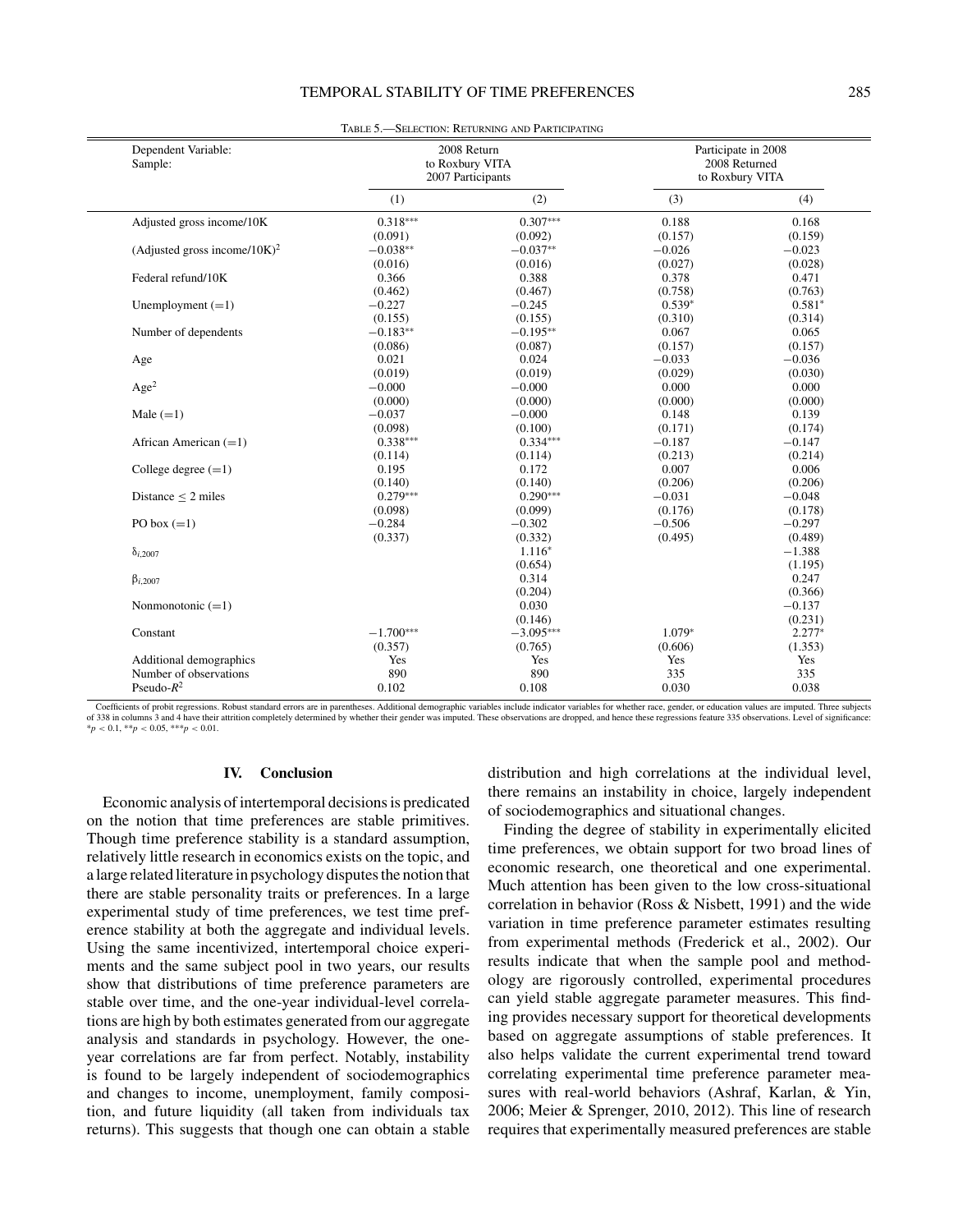Table 5.—Selection: Returning and Participating

| Dependent Variable: | 2008 Return to Roxbury VITA | | Participate in 2008 | |
|---|---|---|---|---|
| Sample: | 2007 Participants | | 2008 Returned to Roxbury VITA | |
| | (1) | (2) | (3) | (4) |
| Adjusted gross income/10K | 0.318*** | 0.307*** | 0.188 | 0.168 |
| | (0.091) | (0.092) | (0.157) | (0.159) |
| (Adjusted gross income/10K)$^2$ | −0.038** | −0.037** | −0.026 | −0.023 |
| | (0.016) | (0.016) | (0.027) | (0.028) |
| Federal refund/10K | 0.366 | 0.388 | 0.378 | 0.471 |
| | (0.462) | (0.467) | (0.758) | (0.763) |
| Unemployment (=1) | −0.227 | −0.245 | 0.539* | 0.581* |
| | (0.155) | (0.155) | (0.310) | (0.314) |
| Number of dependents | −0.183** | −0.195** | 0.067 | 0.065 |
| | (0.086) | (0.087) | (0.157) | (0.157) |
| Age | 0.021 | 0.024 | −0.033 | −0.036 |
| | (0.019) | (0.019) | (0.029) | (0.030) |
| Age$^2$ | −0.000 | −0.000 | 0.000 | 0.000 |
| | (0.000) | (0.000) | (0.000) | (0.000) |
| Male (=1) | −0.037 | −0.000 | 0.148 | 0.139 |
| | (0.098) | (0.100) | (0.171) | (0.174) |
| African American (=1) | 0.338*** | 0.334*** | −0.187 | −0.147 |
| | (0.114) | (0.114) | (0.213) | (0.214) |
| College degree (=1) | 0.195 | 0.172 | 0.007 | 0.006 |
| | (0.140) | (0.140) | (0.206) | (0.206) |
| Distance ≤ 2 miles | 0.279*** | 0.290*** | −0.031 | −0.048 |
| | (0.098) | (0.099) | (0.176) | (0.178) |
| PO box (=1) | −0.284 | −0.302 | −0.506 | −0.297 |
| | (0.337) | (0.332) | (0.495) | (0.489) |
| $\delta_{i,2007}$ | | 1.116* | | −1.388 |
| | | (0.654) | | (1.195) |
| $\beta_{i,2007}$ | | 0.314 | | 0.247 |
| | | (0.204) | | (0.366) |
| Nonmonotonic (=1) | | 0.030 | | −0.137 |
| | | (0.146) | | (0.231) |
| Constant | −1.700*** | −3.095*** | 1.079* | 2.277* |
| | (0.357) | (0.765) | (0.606) | (1.353) |
| Additional demographics | Yes | Yes | Yes | Yes |
| Number of observations | 890 | 890 | 335 | 335 |
| Pseudo-$R^2$ | 0.102 | 0.108 | 0.030 | 0.038 |

Coefficients of probit regressions. Robust standard errors are in parentheses. Additional demographic variables include indicator variables for whether race, gender, or education values are imputed. Three subjects of 338 in columns 3 and 4 have their attrition completely determined by whether their gender was imputed. These observations are dropped, and hence these regressions feature 335 observations. Level of significance: $^*p < 0.1$, $^{**}p < 0.05$, $^{***}p < 0.01$.

## IV. Conclusion

Economic analysis of intertemporal decisions is predicated on the notion that time preferences are stable primitives. Though time preference stability is a standard assumption, relatively little research in economics exists on the topic, and a large related literature in psychology disputes the notion that there are stable personality traits or preferences. In a large experimental study of time preferences, we test time preference stability at both the aggregate and individual levels. Using the same incentivized, intertemporal choice experiments and the same subject pool in two years, our results show that distributions of time preference parameters are stable over time, and the one-year individual-level correlations are high by both estimates generated from our aggregate analysis and standards in psychology. However, the one-year correlations are far from perfect. Notably, instability is found to be largely independent of sociodemographics and changes to income, unemployment, family composition, and future liquidity (all taken from individuals tax returns). This suggests that though one can obtain a stable distribution and high correlations at the individual level, there remains an instability in choice, largely independent of sociodemographics and situational changes.

Finding the degree of stability in experimentally elicited time preferences, we obtain support for two broad lines of economic research, one theoretical and one experimental. Much attention has been given to the low cross-situational correlation in behavior (Ross & Nisbett, 1991) and the wide variation in time preference parameter estimates resulting from experimental methods (Frederick et al., 2002). Our results indicate that when the sample pool and methodology are rigorously controlled, experimental procedures can yield stable aggregate parameter measures. This finding provides necessary support for theoretical developments based on aggregate assumptions of stable preferences. It also helps validate the current experimental trend toward correlating experimental time preference parameter measures with real-world behaviors (Ashraf, Karlan, & Yin, 2006; Meier & Sprenger, 2010, 2012). This line of research requires that experimentally measured preferences are stable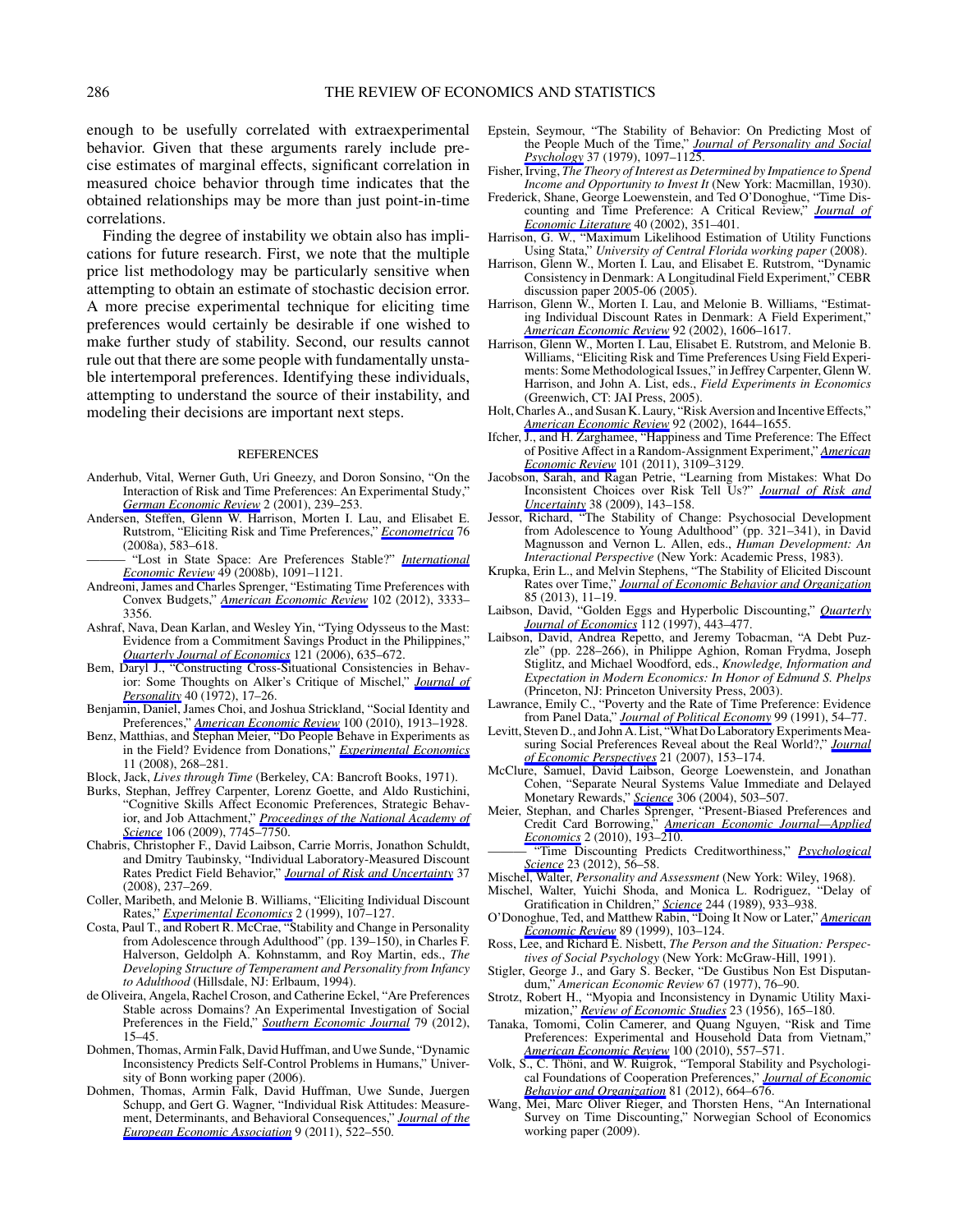enough to be usefully correlated with extraexperimental behavior. Given that these arguments rarely include precise estimates of marginal effects, significant correlation in measured choice behavior through time indicates that the obtained relationships may be more than just point-in-time correlations.

Finding the degree of instability we obtain also has implications for future research. First, we note that the multiple price list methodology may be particularly sensitive when attempting to obtain an estimate of stochastic decision error. A more precise experimental technique for eliciting time preferences would certainly be desirable if one wished to make further study of stability. Second, our results cannot rule out that there are some people with fundamentally unstable intertemporal preferences. Identifying these individuals, attempting to understand the source of their instability, and modeling their decisions are important next steps.

## REFERENCES

Anderhub, Vital, Werner Guth, Uri Gneezy, and Doron Sonsino, "On the Interaction of Risk and Time Preferences: An Experimental Study," *German Economic Review* 2 (2001), 239–253.

Andersen, Steffen, Glenn W. Harrison, Morten I. Lau, and Elisabet E. Rutstrom, "Eliciting Risk and Time Preferences," *Econometrica* 76 (2008a), 583–618.

——— "Lost in State Space: Are Preferences Stable?" *International Economic Review* 49 (2008b), 1091–1121.

Andreoni, James and Charles Sprenger, "Estimating Time Preferences with Convex Budgets," *American Economic Review* 102 (2012), 3333–3356.

Ashraf, Nava, Dean Karlan, and Wesley Yin, "Tying Odysseus to the Mast: Evidence from a Commitment Savings Product in the Philippines," *Quarterly Journal of Economics* 121 (2006), 635–672.

Bem, Daryl J., "Constructing Cross-Situational Consistencies in Behavior: Some Thoughts on Alker's Critique of Mischel," *Journal of Personality* 40 (1972), 17–26.

Benjamin, Daniel, James Choi, and Joshua Strickland, "Social Identity and Preferences," *American Economic Review* 100 (2010), 1913–1928.

Benz, Matthias, and Stephan Meier, "Do People Behave in Experiments as in the Field? Evidence from Donations," *Experimental Economics* 11 (2008), 268–281.

Block, Jack, *Lives through Time* (Berkeley, CA: Bancroft Books, 1971).

Burks, Stephan, Jeffrey Carpenter, Lorenz Goette, and Aldo Rustichini, "Cognitive Skills Affect Economic Preferences, Strategic Behavior, and Job Attachment," *Proceedings of the National Academy of Science* 106 (2009), 7745–7750.

Chabris, Christopher F., David Laibson, Carrie Morris, Jonathon Schuldt, and Dmitry Taubinsky, "Individual Laboratory-Measured Discount Rates Predict Field Behavior," *Journal of Risk and Uncertainty* 37 (2008), 237–269.

Coller, Maribeth, and Melonie B. Williams, "Eliciting Individual Discount Rates," *Experimental Economics* 2 (1999), 107–127.

Costa, Paul T., and Robert R. McCrae, "Stability and Change in Personality from Adolescence through Adulthood" (pp. 139–150), in Charles F. Halverson, Geldolph A. Kohnstamm, and Roy Martin, eds., *The Developing Structure of Temperament and Personality from Infancy to Adulthood* (Hillsdale, NJ: Erlbaum, 1994).

de Oliveira, Angela, Rachel Croson, and Catherine Eckel, "Are Preferences Stable across Domains? An Experimental Investigation of Social Preferences in the Field," *Southern Economic Journal* 79 (2012), 15–45.

Dohmen, Thomas, Armin Falk, David Huffman, and Uwe Sunde, "Dynamic Inconsistency Predicts Self-Control Problems in Humans," University of Bonn working paper (2006).

Dohmen, Thomas, Armin Falk, David Huffman, Uwe Sunde, Juergen Schupp, and Gert G. Wagner, "Individual Risk Attitudes: Measurement, Determinants, and Behavioral Consequences," *Journal of the European Economic Association* 9 (2011), 522–550.

Epstein, Seymour, "The Stability of Behavior: On Predicting Most of the People Much of the Time," *Journal of Personality and Social Psychology* 37 (1979), 1097–1125.

Fisher, Irving, *The Theory of Interest as Determined by Impatience to Spend Income and Opportunity to Invest It* (New York: Macmillan, 1930).

Frederick, Shane, George Loewenstein, and Ted O'Donoghue, "Time Discounting and Time Preference: A Critical Review," *Journal of Economic Literature* 40 (2002), 351–401.

Harrison, G. W., "Maximum Likelihood Estimation of Utility Functions Using Stata," *University of Central Florida working paper* (2008).

Harrison, Glenn W., Morten I. Lau, and Elisabet E. Rutstrom, "Dynamic Consistency in Denmark: A Longitudinal Field Experiment," CEBR discussion paper 2005-06 (2005).

Harrison, Glenn W., Morten I. Lau, and Melonie B. Williams, "Estimating Individual Discount Rates in Denmark: A Field Experiment," *American Economic Review* 92 (2002), 1606–1617.

Harrison, Glenn W., Morten I. Lau, Elisabet E. Rutstrom, and Melonie B. Williams, "Eliciting Risk and Time Preferences Using Field Experiments: Some Methodological Issues," in Jeffrey Carpenter, Glenn W. Harrison, and John A. List, eds., *Field Experiments in Economics* (Greenwich, CT: JAI Press, 2005).

Holt, Charles A., and Susan K. Laury, "Risk Aversion and Incentive Effects," *American Economic Review* 92 (2002), 1644–1655.

Ifcher, J., and H. Zarghamee, "Happiness and Time Preference: The Effect of Positive Affect in a Random-Assignment Experiment," *American Economic Review* 101 (2011), 3109–3129.

Jacobson, Sarah, and Ragan Petrie, "Learning from Mistakes: What Do Inconsistent Choices over Risk Tell Us?" *Journal of Risk and Uncertainty* 38 (2009), 143–158.

Jessor, Richard, "The Stability of Change: Psychosocial Development from Adolescence to Young Adulthood" (pp. 321–341), in David Magnusson and Vernon L. Allen, eds., *Human Development: An Interactional Perspective* (New York: Academic Press, 1983).

Krupka, Erin L., and Melvin Stephens, "The Stability of Elicited Discount Rates over Time," *Journal of Economic Behavior and Organization* 85 (2013), 11–19.

Laibson, David, "Golden Eggs and Hyperbolic Discounting," *Quarterly Journal of Economics* 112 (1997), 443–477.

Laibson, David, Andrea Repetto, and Jeremy Tobacman, "A Debt Puzzle" (pp. 228–266), in Philippe Aghion, Roman Frydma, Joseph Stiglitz, and Michael Woodford, eds., *Knowledge, Information and Expectation in Modern Economics: In Honor of Edmund S. Phelps* (Princeton, NJ: Princeton University Press, 2003).

Lawrance, Emily C., "Poverty and the Rate of Time Preference: Evidence from Panel Data," *Journal of Political Economy* 99 (1991), 54–77.

Levitt, Steven D., and John A. List, "What Do Laboratory Experiments Measuring Social Preferences Reveal about the Real World?," *Journal of Economic Perspectives* 21 (2007), 153–174.

McClure, Samuel, David Laibson, George Loewenstein, and Jonathan Cohen, "Separate Neural Systems Value Immediate and Delayed Monetary Rewards," *Science* 306 (2004), 503–507.

Meier, Stephan, and Charles Sprenger, "Present-Biased Preferences and Credit Card Borrowing," *American Economic Journal—Applied Economics* 2 (2010), 193–210.

——— "Time Discounting Predicts Creditworthiness," *Psychological Science* 23 (2012), 56–58.

Mischel, Walter, *Personality and Assessment* (New York: Wiley, 1968).

Mischel, Walter, Yuichi Shoda, and Monica L. Rodriguez, "Delay of Gratification in Children," *Science* 244 (1989), 933–938.

O'Donoghue, Ted, and Matthew Rabin, "Doing It Now or Later," *American Economic Review* 89 (1999), 103–124.

Ross, Lee, and Richard E. Nisbett, *The Person and the Situation: Perspectives of Social Psychology* (New York: McGraw-Hill, 1991).

Stigler, George J., and Gary S. Becker, "De Gustibus Non Est Disputandum," *American Economic Review* 67 (1977), 76–90.

Strotz, Robert H., "Myopia and Inconsistency in Dynamic Utility Maximization," *Review of Economic Studies* 23 (1956), 165–180.

Tanaka, Tomomi, Colin Camerer, and Quang Nguyen, "Risk and Time Preferences: Experimental and Household Data from Vietnam," *American Economic Review* 100 (2010), 557–571.

Volk, S., C. Thöni, and W. Ruigrok, "Temporal Stability and Psychological Foundations of Cooperation Preferences," *Journal of Economic Behavior and Organization* 81 (2012), 664–676.

Wang, Mei, Marc Oliver Rieger, and Thorsten Hens, "An International Survey on Time Discounting," Norwegian School of Economics working paper (2009).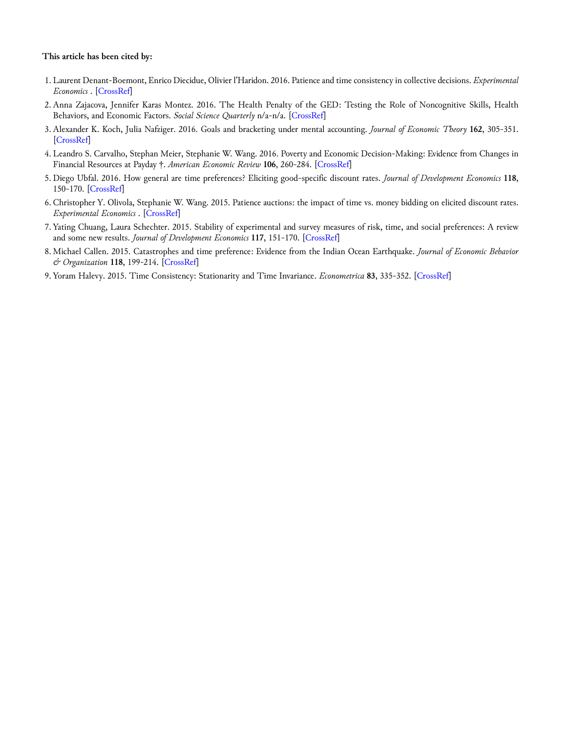**This article has been cited by:**

1. Laurent Denant-Boemont, Enrico Diecidue, Olivier l'Haridon. 2016. Patience and time consistency in collective decisions. *Experimental Economics* . [CrossRef]
2. Anna Zajacova, Jennifer Karas Montez. 2016. The Health Penalty of the GED: Testing the Role of Noncognitive Skills, Health Behaviors, and Economic Factors. *Social Science Quarterly* n/a-n/a. [CrossRef]
3. Alexander K. Koch, Julia Nafziger. 2016. Goals and bracketing under mental accounting. *Journal of Economic Theory* **162**, 305-351. [CrossRef]
4. Leandro S. Carvalho, Stephan Meier, Stephanie W. Wang. 2016. Poverty and Economic Decision-Making: Evidence from Changes in Financial Resources at Payday †. *American Economic Review* **106**, 260-284. [CrossRef]
5. Diego Ubfal. 2016. How general are time preferences? Eliciting good-specific discount rates. *Journal of Development Economics* **118**, 150-170. [CrossRef]
6. Christopher Y. Olivola, Stephanie W. Wang. 2015. Patience auctions: the impact of time vs. money bidding on elicited discount rates. *Experimental Economics* . [CrossRef]
7. Yating Chuang, Laura Schechter. 2015. Stability of experimental and survey measures of risk, time, and social preferences: A review and some new results. *Journal of Development Economics* **117**, 151-170. [CrossRef]
8. Michael Callen. 2015. Catastrophes and time preference: Evidence from the Indian Ocean Earthquake. *Journal of Economic Behavior & Organization* **118**, 199-214. [CrossRef]
9. Yoram Halevy. 2015. Time Consistency: Stationarity and Time Invariance. *Econometrica* **83**, 335-352. [CrossRef]